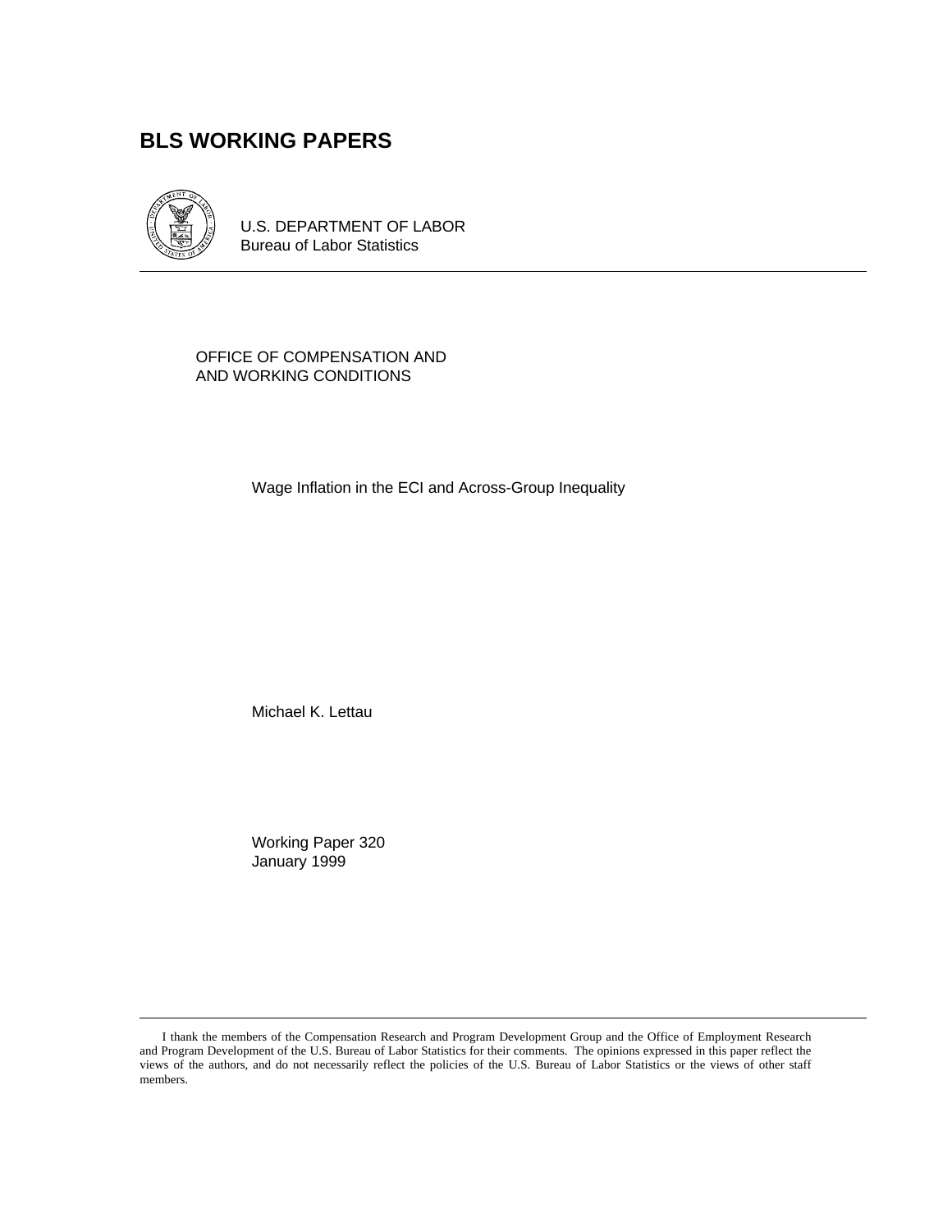# BLS WORKING PAPERS

U.S. DEPARTMENT OF LABOR
Bureau of Labor Statistics

OFFICE OF COMPENSATION AND
AND WORKING CONDITIONS

## Wage Inflation in the ECI and Across-Group Inequality

Michael K. Lettau

Working Paper 320
January 1999

---

I thank the members of the Compensation Research and Program Development Group and the Office of Employment Research and Program Development of the U.S. Bureau of Labor Statistics for their comments. The opinions expressed in this paper reflect the views of the authors, and do not necessarily reflect the policies of the U.S. Bureau of Labor Statistics or the views of other staff members.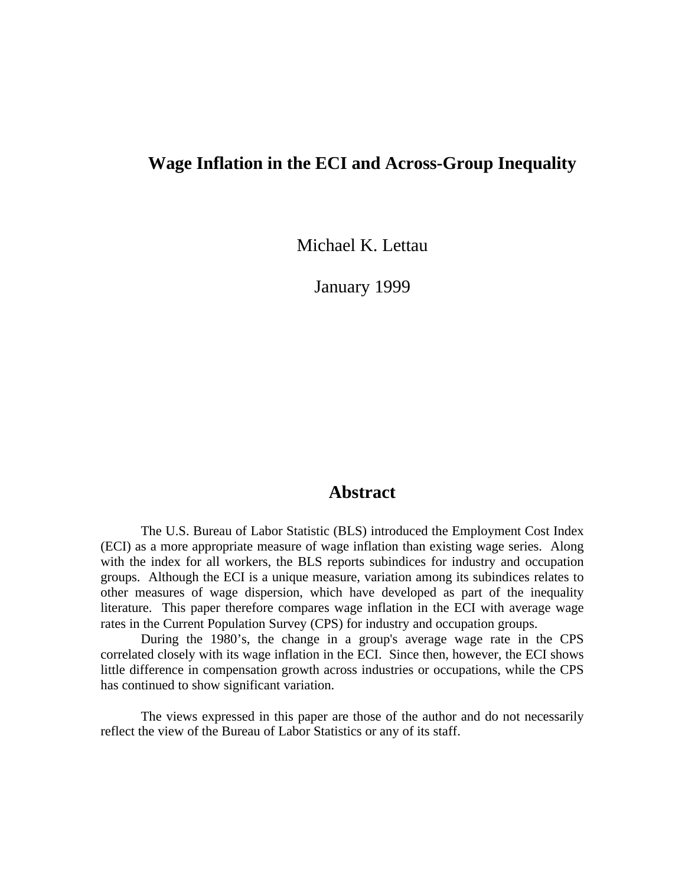# Wage Inflation in the ECI and Across-Group Inequality

Michael K. Lettau

January 1999

## Abstract

The U.S. Bureau of Labor Statistic (BLS) introduced the Employment Cost Index (ECI) as a more appropriate measure of wage inflation than existing wage series. Along with the index for all workers, the BLS reports subindices for industry and occupation groups. Although the ECI is a unique measure, variation among its subindices relates to other measures of wage dispersion, which have developed as part of the inequality literature. This paper therefore compares wage inflation in the ECI with average wage rates in the Current Population Survey (CPS) for industry and occupation groups.

During the 1980's, the change in a group's average wage rate in the CPS correlated closely with its wage inflation in the ECI. Since then, however, the ECI shows little difference in compensation growth across industries or occupations, while the CPS has continued to show significant variation.

The views expressed in this paper are those of the author and do not necessarily reflect the view of the Bureau of Labor Statistics or any of its staff.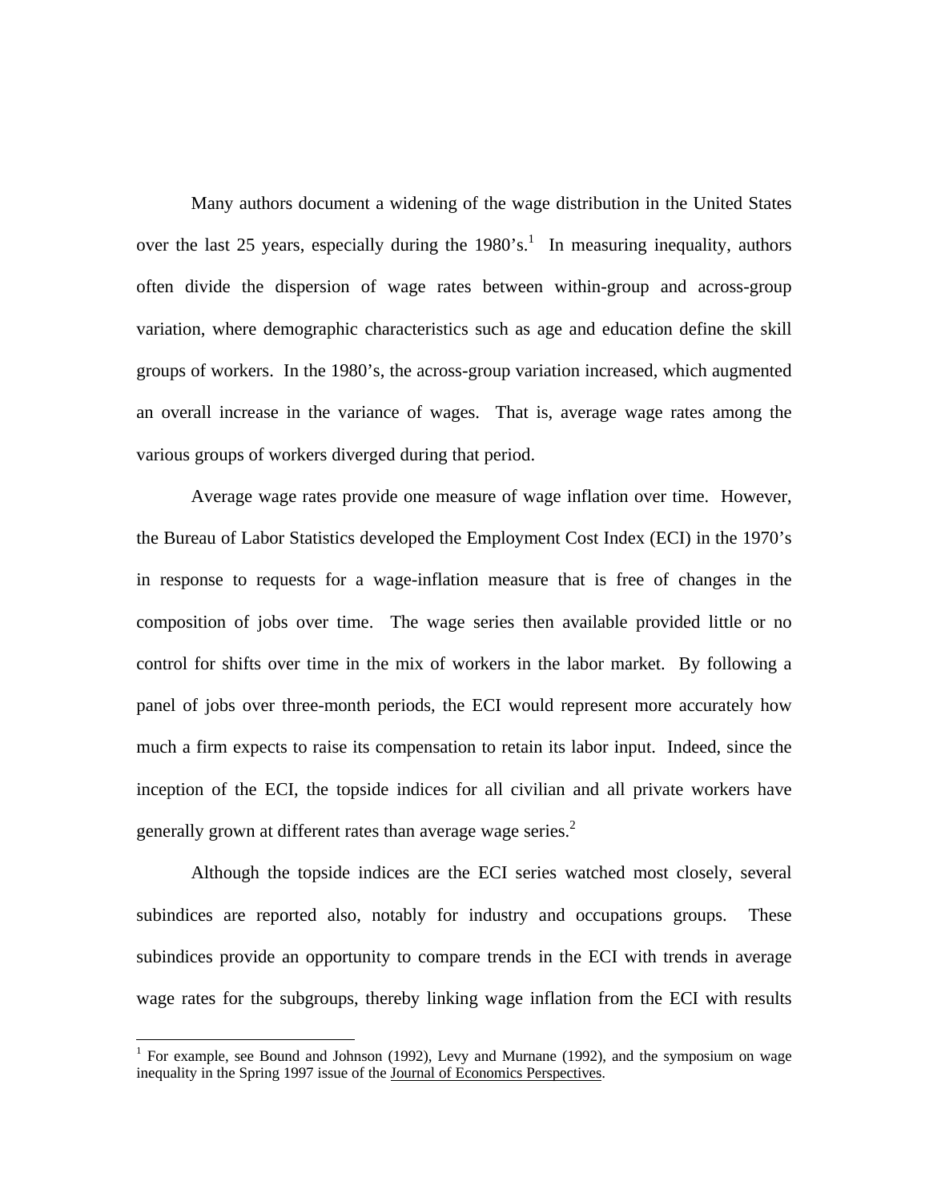Many authors document a widening of the wage distribution in the United States over the last 25 years, especially during the 1980's.[1] In measuring inequality, authors often divide the dispersion of wage rates between within-group and across-group variation, where demographic characteristics such as age and education define the skill groups of workers. In the 1980's, the across-group variation increased, which augmented an overall increase in the variance of wages. That is, average wage rates among the various groups of workers diverged during that period.

Average wage rates provide one measure of wage inflation over time. However, the Bureau of Labor Statistics developed the Employment Cost Index (ECI) in the 1970's in response to requests for a wage-inflation measure that is free of changes in the composition of jobs over time. The wage series then available provided little or no control for shifts over time in the mix of workers in the labor market. By following a panel of jobs over three-month periods, the ECI would represent more accurately how much a firm expects to raise its compensation to retain its labor input. Indeed, since the inception of the ECI, the topside indices for all civilian and all private workers have generally grown at different rates than average wage series.[2]

Although the topside indices are the ECI series watched most closely, several subindices are reported also, notably for industry and occupations groups. These subindices provide an opportunity to compare trends in the ECI with trends in average wage rates for the subgroups, thereby linking wage inflation from the ECI with results

---

[1] For example, see Bound and Johnson (1992), Levy and Murnane (1992), and the symposium on wage inequality in the Spring 1997 issue of the Journal of Economics Perspectives.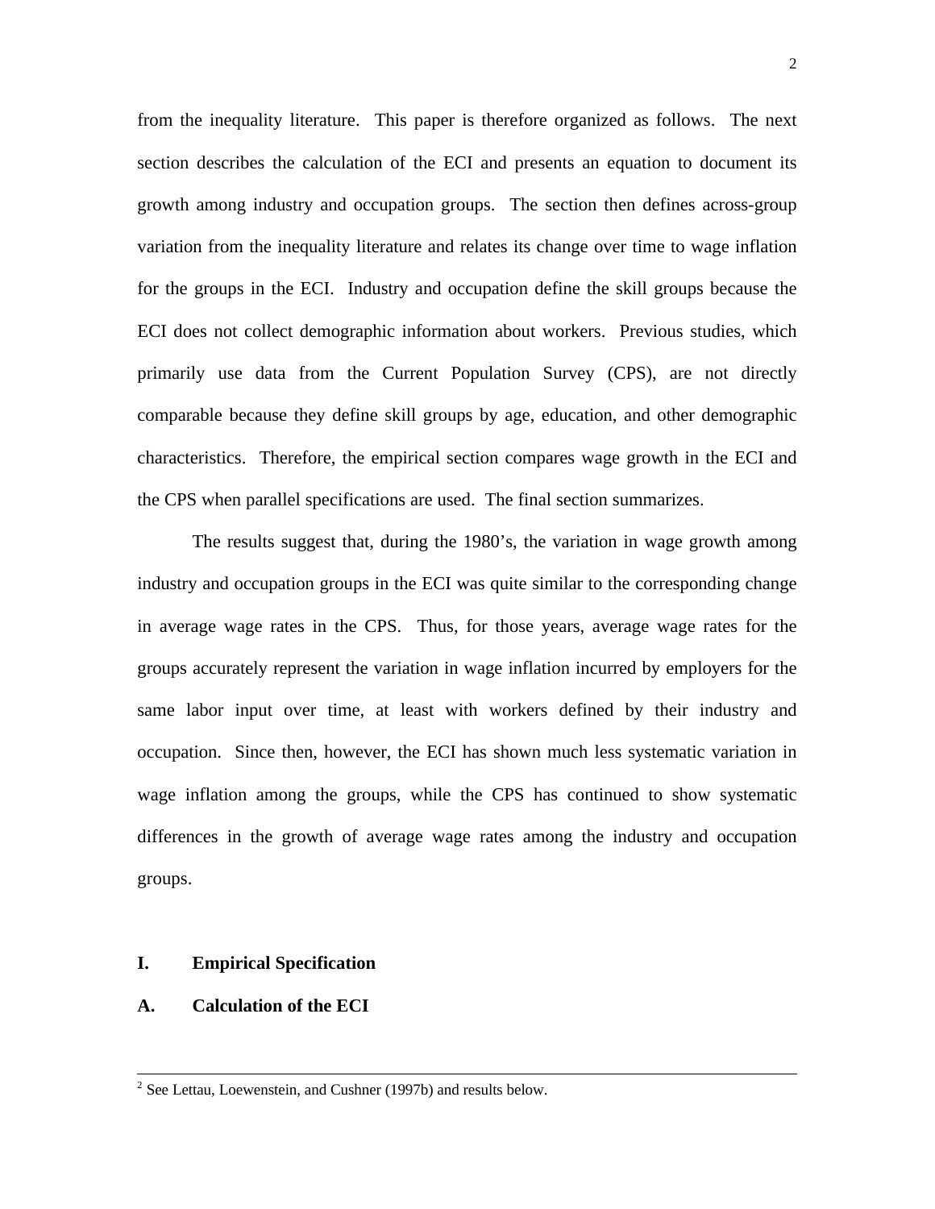from the inequality literature. This paper is therefore organized as follows. The next section describes the calculation of the ECI and presents an equation to document its growth among industry and occupation groups. The section then defines across-group variation from the inequality literature and relates its change over time to wage inflation for the groups in the ECI. Industry and occupation define the skill groups because the ECI does not collect demographic information about workers. Previous studies, which primarily use data from the Current Population Survey (CPS), are not directly comparable because they define skill groups by age, education, and other demographic characteristics. Therefore, the empirical section compares wage growth in the ECI and the CPS when parallel specifications are used. The final section summarizes.

The results suggest that, during the 1980's, the variation in wage growth among industry and occupation groups in the ECI was quite similar to the corresponding change in average wage rates in the CPS. Thus, for those years, average wage rates for the groups accurately represent the variation in wage inflation incurred by employers for the same labor input over time, at least with workers defined by their industry and occupation. Since then, however, the ECI has shown much less systematic variation in wage inflation among the groups, while the CPS has continued to show systematic differences in the growth of average wage rates among the industry and occupation groups.

## I. Empirical Specification

### A. Calculation of the ECI

---

[2] See Lettau, Loewenstein, and Cushner (1997b) and results below.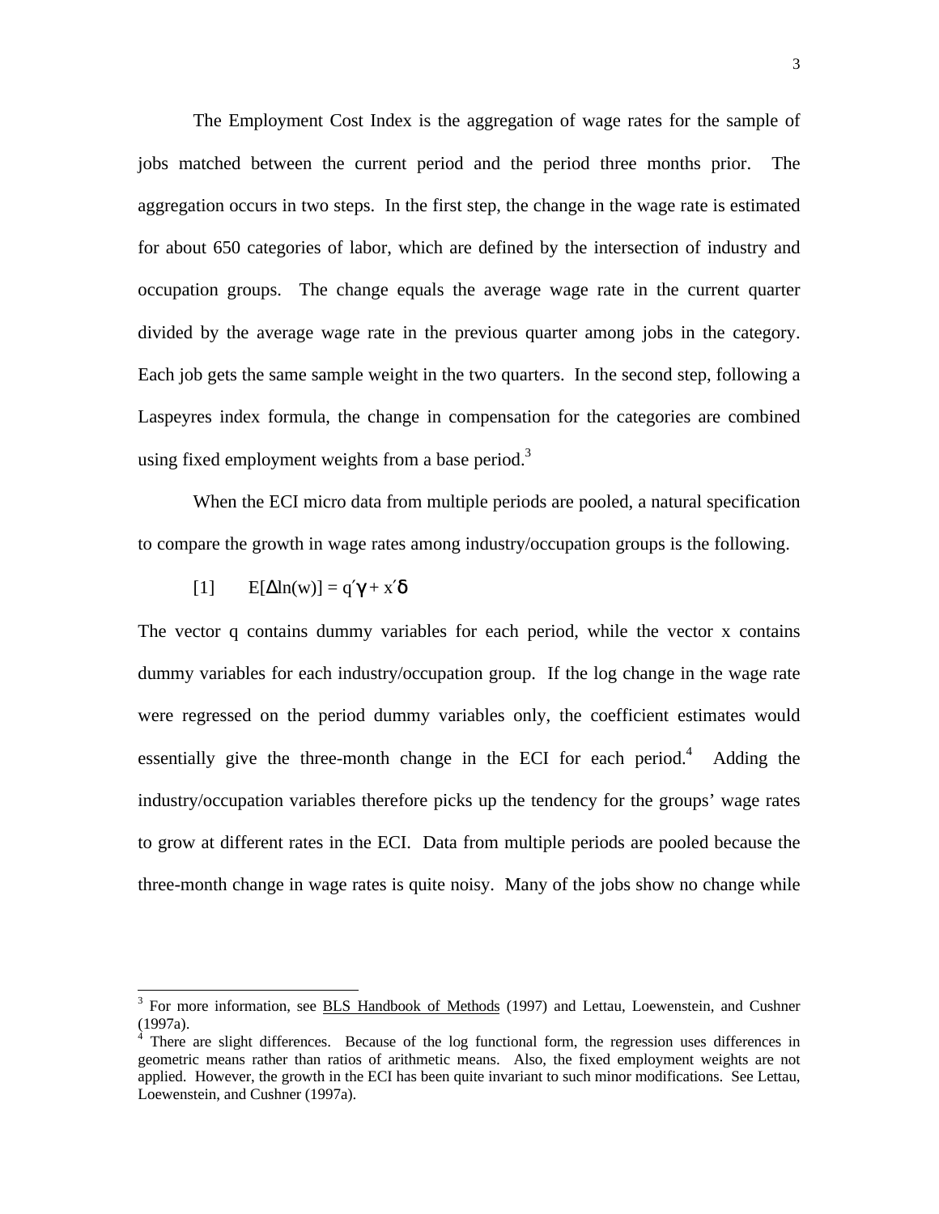The Employment Cost Index is the aggregation of wage rates for the sample of jobs matched between the current period and the period three months prior. The aggregation occurs in two steps. In the first step, the change in the wage rate is estimated for about 650 categories of labor, which are defined by the intersection of industry and occupation groups. The change equals the average wage rate in the current quarter divided by the average wage rate in the previous quarter among jobs in the category. Each job gets the same sample weight in the two quarters. In the second step, following a Laspeyres index formula, the change in compensation for the categories are combined using fixed employment weights from a base period.[3]

When the ECI micro data from multiple periods are pooled, a natural specification to compare the growth in wage rates among industry/occupation groups is the following.

$$[1] \qquad E[\Delta \ln(w)] = q'\gamma + x'\delta$$

The vector q contains dummy variables for each period, while the vector x contains dummy variables for each industry/occupation group. If the log change in the wage rate were regressed on the period dummy variables only, the coefficient estimates would essentially give the three-month change in the ECI for each period.[4] Adding the industry/occupation variables therefore picks up the tendency for the groups' wage rates to grow at different rates in the ECI. Data from multiple periods are pooled because the three-month change in wage rates is quite noisy. Many of the jobs show no change while

[3] For more information, see BLS Handbook of Methods (1997) and Lettau, Loewenstein, and Cushner (1997a).

[4] There are slight differences. Because of the log functional form, the regression uses differences in geometric means rather than ratios of arithmetic means. Also, the fixed employment weights are not applied. However, the growth in the ECI has been quite invariant to such minor modifications. See Lettau, Loewenstein, and Cushner (1997a).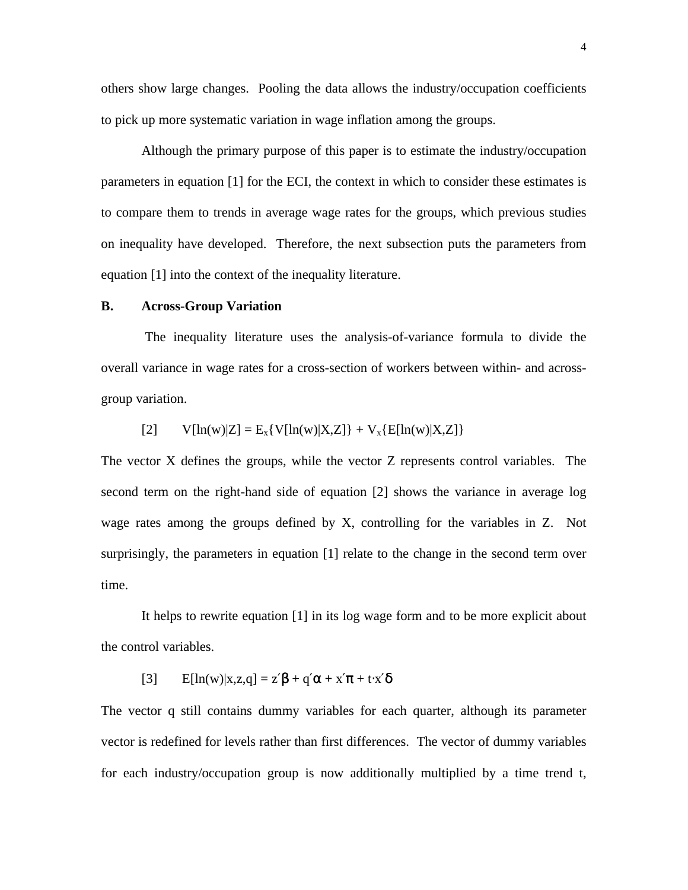others show large changes. Pooling the data allows the industry/occupation coefficients to pick up more systematic variation in wage inflation among the groups.

Although the primary purpose of this paper is to estimate the industry/occupation parameters in equation [1] for the ECI, the context in which to consider these estimates is to compare them to trends in average wage rates for the groups, which previous studies on inequality have developed. Therefore, the next subsection puts the parameters from equation [1] into the context of the inequality literature.

### B. Across-Group Variation

The inequality literature uses the analysis-of-variance formula to divide the overall variance in wage rates for a cross-section of workers between within- and across-group variation.

$$[2] \qquad V[\ln(w)|Z] = E_x\{V[\ln(w)|X,Z]\} + V_x\{E[\ln(w)|X,Z]\}$$

The vector X defines the groups, while the vector Z represents control variables. The second term on the right-hand side of equation [2] shows the variance in average log wage rates among the groups defined by X, controlling for the variables in Z. Not surprisingly, the parameters in equation [1] relate to the change in the second term over time.

It helps to rewrite equation [1] in its log wage form and to be more explicit about the control variables.

$$[3] \qquad E[\ln(w)|x,z,q] = z'\beta + q'\alpha + x'\pi + t \cdot x'\delta$$

The vector q still contains dummy variables for each quarter, although its parameter vector is redefined for levels rather than first differences. The vector of dummy variables for each industry/occupation group is now additionally multiplied by a time trend t,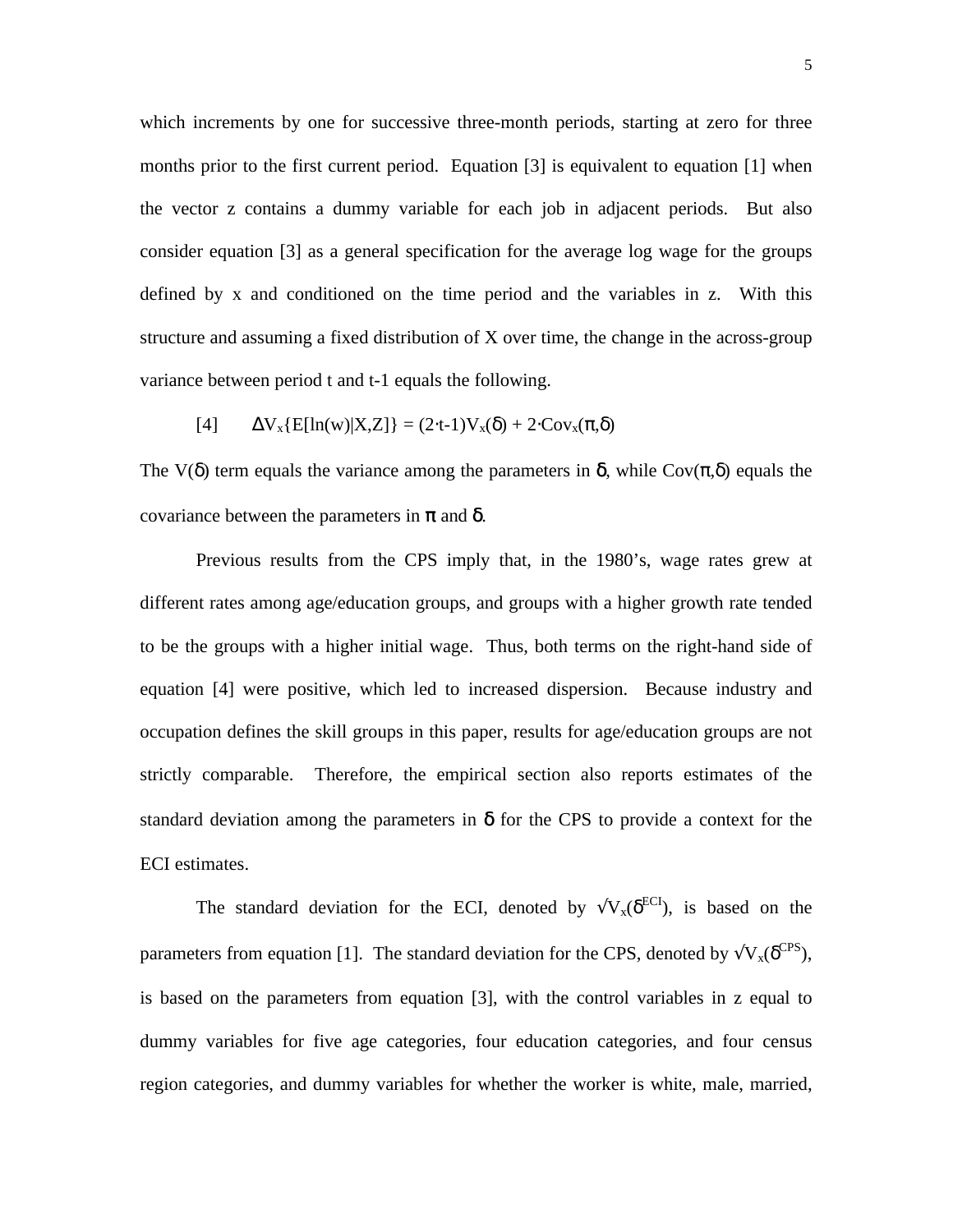which increments by one for successive three-month periods, starting at zero for three months prior to the first current period. Equation [3] is equivalent to equation [1] when the vector z contains a dummy variable for each job in adjacent periods. But also consider equation [3] as a general specification for the average log wage for the groups defined by x and conditioned on the time period and the variables in z. With this structure and assuming a fixed distribution of X over time, the change in the across-group variance between period t and t-1 equals the following.

$$[4] \qquad \Delta V_x\{E[\ln(w)|X,Z]\} = (2 \cdot t\text{-}1)V_x(\delta) + 2 \cdot Cov_x(\pi,\delta)$$

The $V(\delta)$ term equals the variance among the parameters in $\delta$, while $Cov(\pi,\delta)$ equals the covariance between the parameters in $\pi$ and $\delta$.

Previous results from the CPS imply that, in the 1980's, wage rates grew at different rates among age/education groups, and groups with a higher growth rate tended to be the groups with a higher initial wage. Thus, both terms on the right-hand side of equation [4] were positive, which led to increased dispersion. Because industry and occupation defines the skill groups in this paper, results for age/education groups are not strictly comparable. Therefore, the empirical section also reports estimates of the standard deviation among the parameters in $\delta$ for the CPS to provide a context for the ECI estimates.

The standard deviation for the ECI, denoted by $\sqrt{V_x(\delta^{ECI})}$, is based on the parameters from equation [1]. The standard deviation for the CPS, denoted by $\sqrt{V_x(\delta^{CPS})}$, is based on the parameters from equation [3], with the control variables in z equal to dummy variables for five age categories, four education categories, and four census region categories, and dummy variables for whether the worker is white, male, married,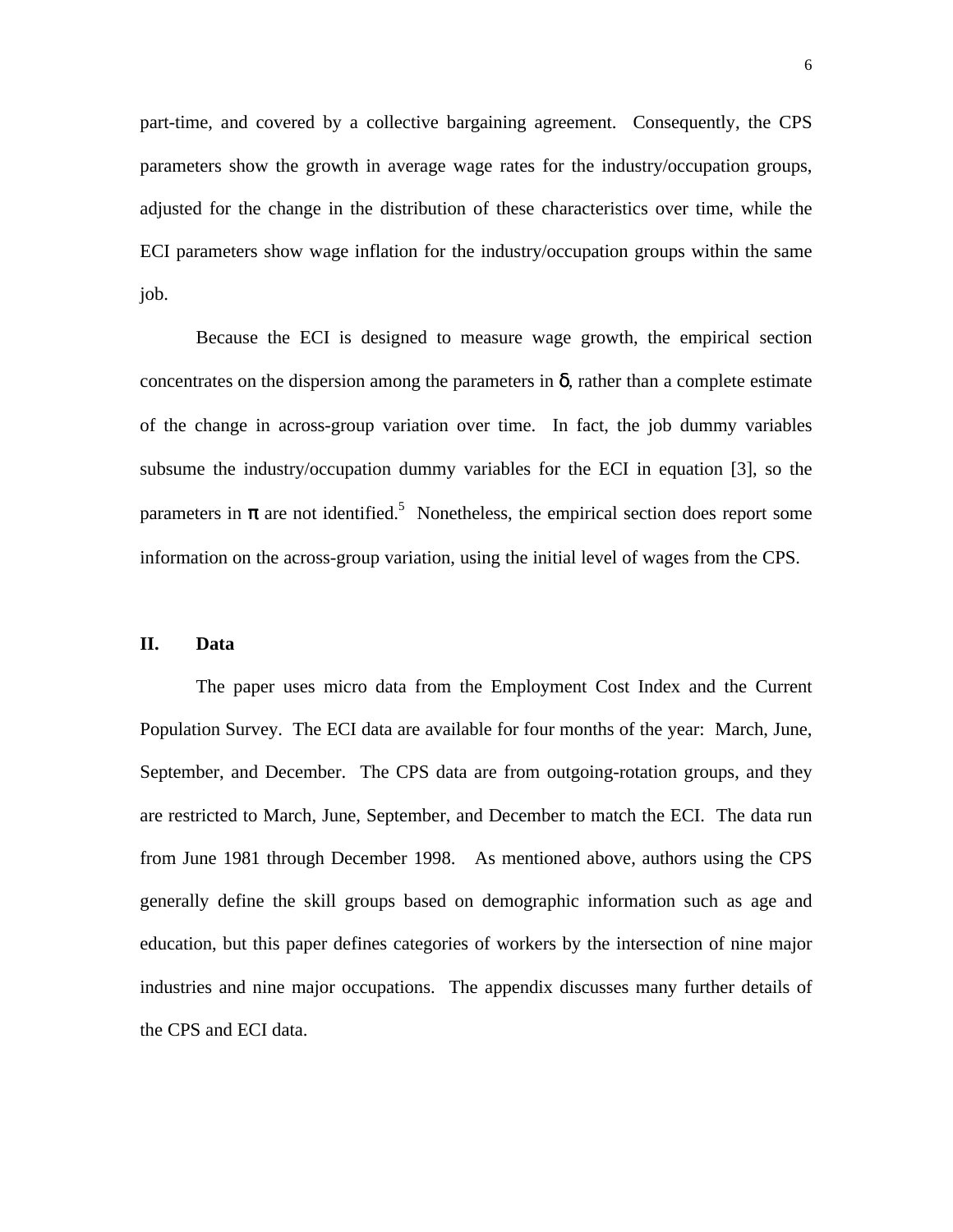part-time, and covered by a collective bargaining agreement. Consequently, the CPS parameters show the growth in average wage rates for the industry/occupation groups, adjusted for the change in the distribution of these characteristics over time, while the ECI parameters show wage inflation for the industry/occupation groups within the same job.

Because the ECI is designed to measure wage growth, the empirical section concentrates on the dispersion among the parameters in $\delta$, rather than a complete estimate of the change in across-group variation over time. In fact, the job dummy variables subsume the industry/occupation dummy variables for the ECI in equation [3], so the parameters in $\pi$ are not identified.[5] Nonetheless, the empirical section does report some information on the across-group variation, using the initial level of wages from the CPS.

## II. Data

The paper uses micro data from the Employment Cost Index and the Current Population Survey. The ECI data are available for four months of the year: March, June, September, and December. The CPS data are from outgoing-rotation groups, and they are restricted to March, June, September, and December to match the ECI. The data run from June 1981 through December 1998. As mentioned above, authors using the CPS generally define the skill groups based on demographic information such as age and education, but this paper defines categories of workers by the intersection of nine major industries and nine major occupations. The appendix discusses many further details of the CPS and ECI data.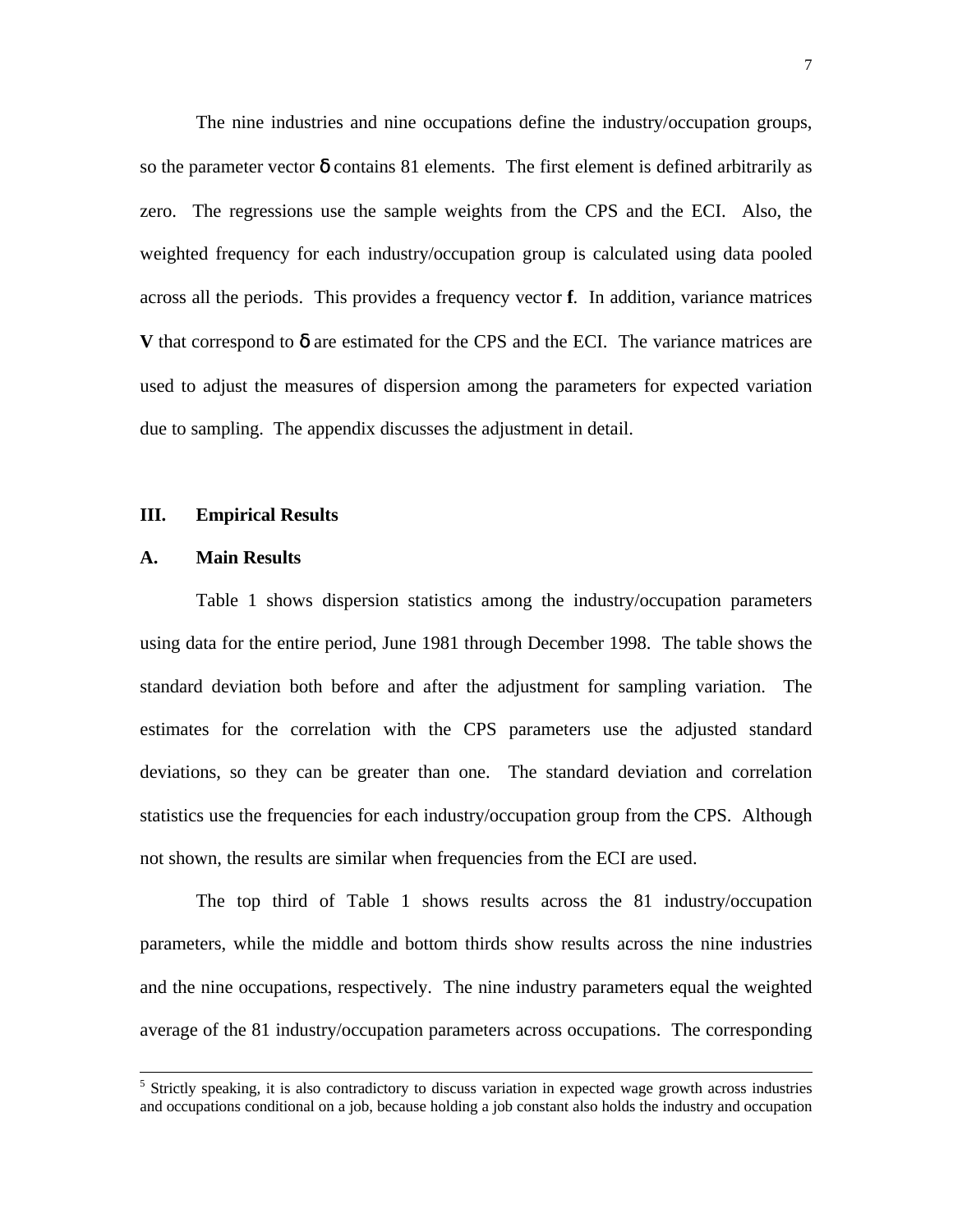The nine industries and nine occupations define the industry/occupation groups, so the parameter vector $\delta$ contains 81 elements. The first element is defined arbitrarily as zero. The regressions use the sample weights from the CPS and the ECI. Also, the weighted frequency for each industry/occupation group is calculated using data pooled across all the periods. This provides a frequency vector $\mathbf{f}$. In addition, variance matrices $\mathbf{V}$ that correspond to $\delta$ are estimated for the CPS and the ECI. The variance matrices are used to adjust the measures of dispersion among the parameters for expected variation due to sampling. The appendix discusses the adjustment in detail.

## III. Empirical Results

### A. Main Results

Table 1 shows dispersion statistics among the industry/occupation parameters using data for the entire period, June 1981 through December 1998. The table shows the standard deviation both before and after the adjustment for sampling variation. The estimates for the correlation with the CPS parameters use the adjusted standard deviations, so they can be greater than one. The standard deviation and correlation statistics use the frequencies for each industry/occupation group from the CPS. Although not shown, the results are similar when frequencies from the ECI are used.

The top third of Table 1 shows results across the 81 industry/occupation parameters, while the middle and bottom thirds show results across the nine industries and the nine occupations, respectively. The nine industry parameters equal the weighted average of the 81 industry/occupation parameters across occupations. The corresponding

---

[5] Strictly speaking, it is also contradictory to discuss variation in expected wage growth across industries and occupations conditional on a job, because holding a job constant also holds the industry and occupation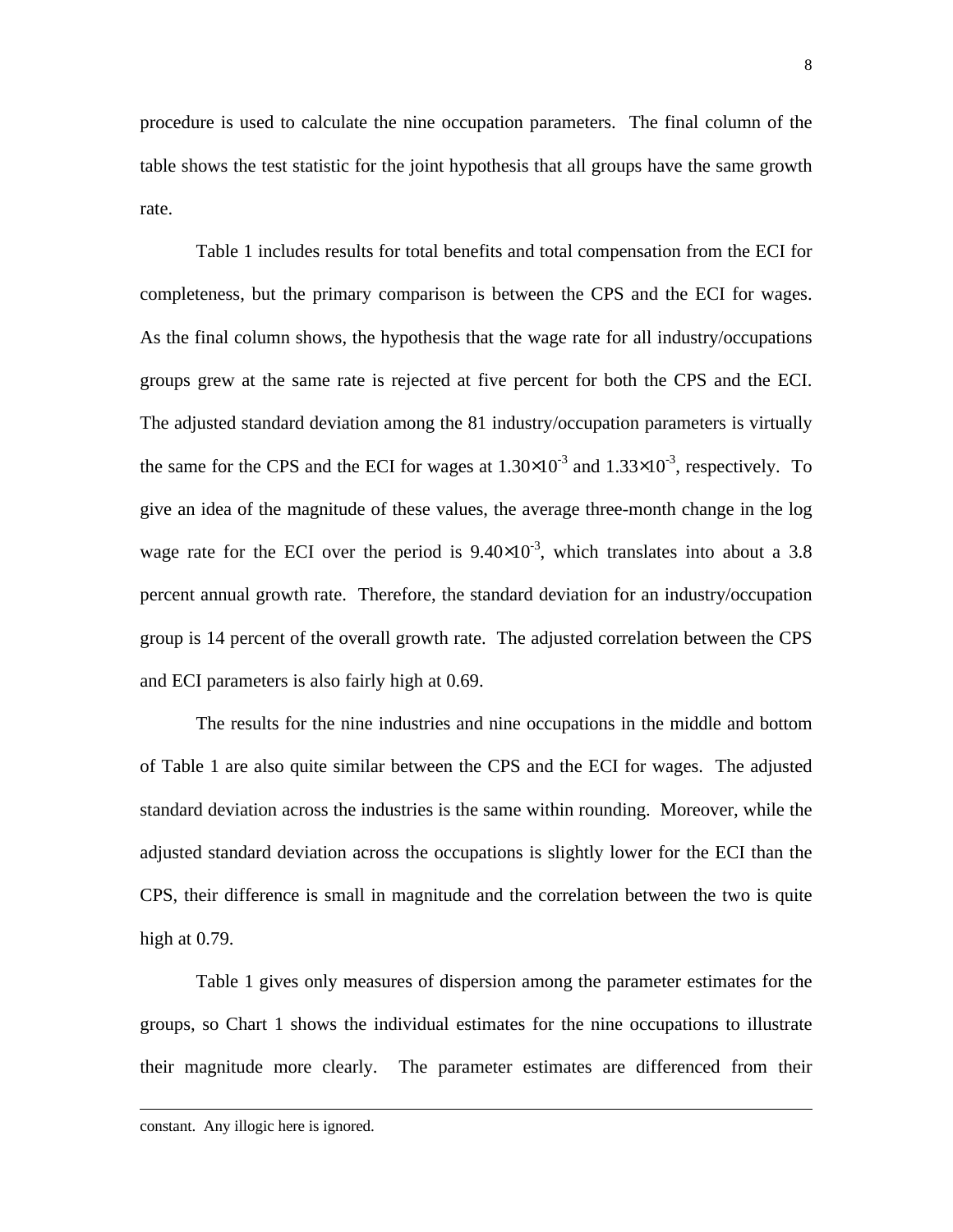procedure is used to calculate the nine occupation parameters. The final column of the table shows the test statistic for the joint hypothesis that all groups have the same growth rate.

Table 1 includes results for total benefits and total compensation from the ECI for completeness, but the primary comparison is between the CPS and the ECI for wages. As the final column shows, the hypothesis that the wage rate for all industry/occupations groups grew at the same rate is rejected at five percent for both the CPS and the ECI. The adjusted standard deviation among the 81 industry/occupation parameters is virtually the same for the CPS and the ECI for wages at $1.30{\times}10^{-3}$ and $1.33{\times}10^{-3}$, respectively. To give an idea of the magnitude of these values, the average three-month change in the log wage rate for the ECI over the period is $9.40{\times}10^{-3}$, which translates into about a 3.8 percent annual growth rate. Therefore, the standard deviation for an industry/occupation group is 14 percent of the overall growth rate. The adjusted correlation between the CPS and ECI parameters is also fairly high at 0.69.

The results for the nine industries and nine occupations in the middle and bottom of Table 1 are also quite similar between the CPS and the ECI for wages. The adjusted standard deviation across the industries is the same within rounding. Moreover, while the adjusted standard deviation across the occupations is slightly lower for the ECI than the CPS, their difference is small in magnitude and the correlation between the two is quite high at 0.79.

Table 1 gives only measures of dispersion among the parameter estimates for the groups, so Chart 1 shows the individual estimates for the nine occupations to illustrate their magnitude more clearly. The parameter estimates are differenced from their

---

constant. Any illogic here is ignored.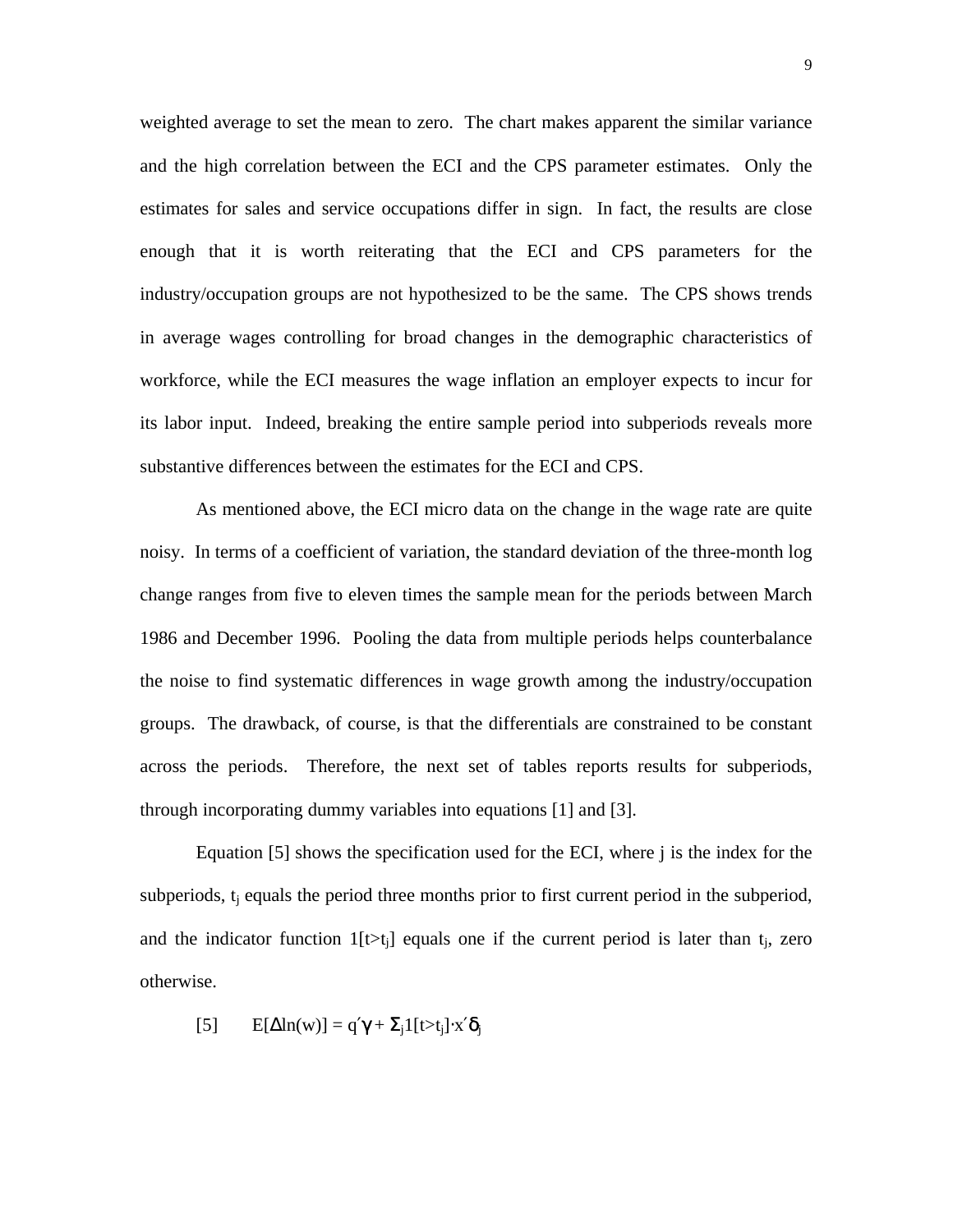weighted average to set the mean to zero. The chart makes apparent the similar variance and the high correlation between the ECI and the CPS parameter estimates. Only the estimates for sales and service occupations differ in sign. In fact, the results are close enough that it is worth reiterating that the ECI and CPS parameters for the industry/occupation groups are not hypothesized to be the same. The CPS shows trends in average wages controlling for broad changes in the demographic characteristics of workforce, while the ECI measures the wage inflation an employer expects to incur for its labor input. Indeed, breaking the entire sample period into subperiods reveals more substantive differences between the estimates for the ECI and CPS.

As mentioned above, the ECI micro data on the change in the wage rate are quite noisy. In terms of a coefficient of variation, the standard deviation of the three-month log change ranges from five to eleven times the sample mean for the periods between March 1986 and December 1996. Pooling the data from multiple periods helps counterbalance the noise to find systematic differences in wage growth among the industry/occupation groups. The drawback, of course, is that the differentials are constrained to be constant across the periods. Therefore, the next set of tables reports results for subperiods, through incorporating dummy variables into equations [1] and [3].

Equation [5] shows the specification used for the ECI, where j is the index for the subperiods, $t_j$ equals the period three months prior to first current period in the subperiod, and the indicator function $1[t>t_j]$ equals one if the current period is later than $t_j$, zero otherwise.

$$[5] \qquad E[\Delta \ln(w)] = q'\gamma + \Sigma_j 1[t>t_j] \cdot x'\delta_j$$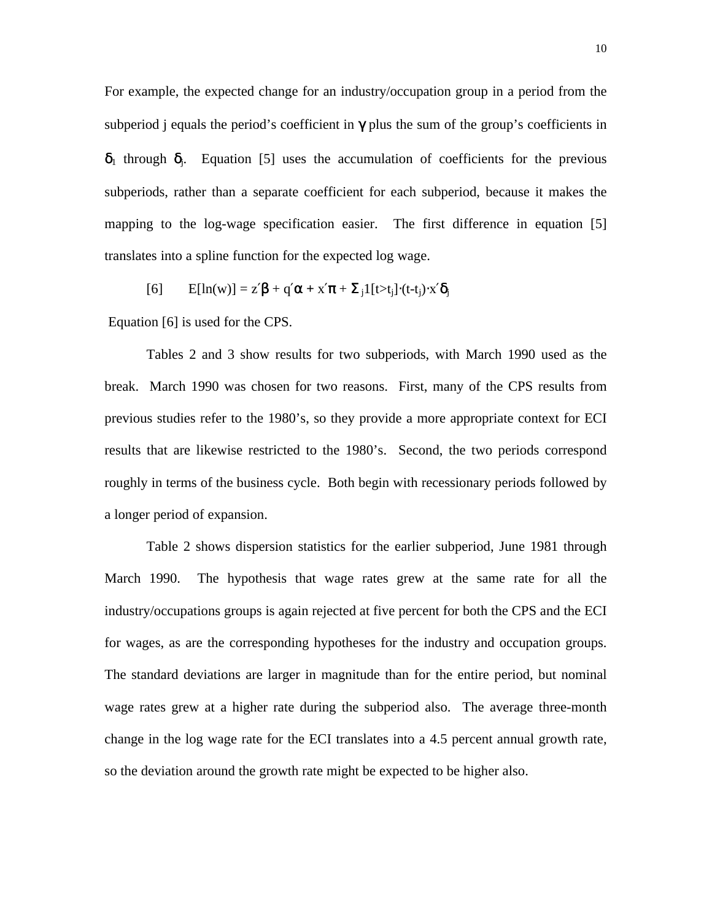For example, the expected change for an industry/occupation group in a period from the subperiod j equals the period's coefficient in $\gamma$ plus the sum of the group's coefficients in $\delta_1$ through $\delta_j$. Equation [5] uses the accumulation of coefficients for the previous subperiods, rather than a separate coefficient for each subperiod, because it makes the mapping to the log-wage specification easier. The first difference in equation [5] translates into a spline function for the expected log wage.

$$[6] \qquad E[\ln(w)] = z'\beta + q'\alpha + x'\pi + \Sigma_j 1[t>t_j]\cdot(t-t_j)\cdot x'\delta_j$$

Equation [6] is used for the CPS.

Tables 2 and 3 show results for two subperiods, with March 1990 used as the break. March 1990 was chosen for two reasons. First, many of the CPS results from previous studies refer to the 1980's, so they provide a more appropriate context for ECI results that are likewise restricted to the 1980's. Second, the two periods correspond roughly in terms of the business cycle. Both begin with recessionary periods followed by a longer period of expansion.

Table 2 shows dispersion statistics for the earlier subperiod, June 1981 through March 1990. The hypothesis that wage rates grew at the same rate for all the industry/occupations groups is again rejected at five percent for both the CPS and the ECI for wages, as are the corresponding hypotheses for the industry and occupation groups. The standard deviations are larger in magnitude than for the entire period, but nominal wage rates grew at a higher rate during the subperiod also. The average three-month change in the log wage rate for the ECI translates into a 4.5 percent annual growth rate, so the deviation around the growth rate might be expected to be higher also.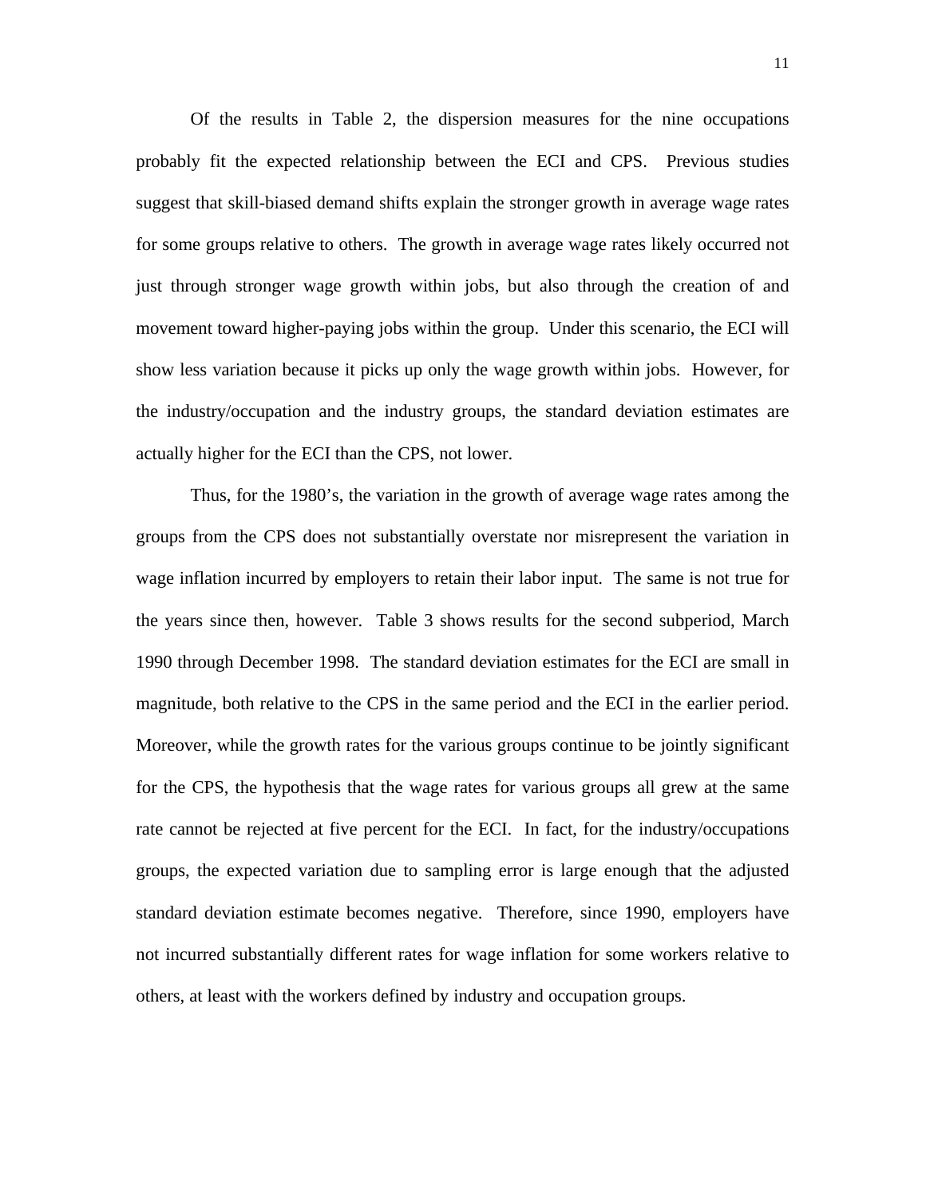Of the results in Table 2, the dispersion measures for the nine occupations probably fit the expected relationship between the ECI and CPS. Previous studies suggest that skill-biased demand shifts explain the stronger growth in average wage rates for some groups relative to others. The growth in average wage rates likely occurred not just through stronger wage growth within jobs, but also through the creation of and movement toward higher-paying jobs within the group. Under this scenario, the ECI will show less variation because it picks up only the wage growth within jobs. However, for the industry/occupation and the industry groups, the standard deviation estimates are actually higher for the ECI than the CPS, not lower.

Thus, for the 1980's, the variation in the growth of average wage rates among the groups from the CPS does not substantially overstate nor misrepresent the variation in wage inflation incurred by employers to retain their labor input. The same is not true for the years since then, however. Table 3 shows results for the second subperiod, March 1990 through December 1998. The standard deviation estimates for the ECI are small in magnitude, both relative to the CPS in the same period and the ECI in the earlier period. Moreover, while the growth rates for the various groups continue to be jointly significant for the CPS, the hypothesis that the wage rates for various groups all grew at the same rate cannot be rejected at five percent for the ECI. In fact, for the industry/occupations groups, the expected variation due to sampling error is large enough that the adjusted standard deviation estimate becomes negative. Therefore, since 1990, employers have not incurred substantially different rates for wage inflation for some workers relative to others, at least with the workers defined by industry and occupation groups.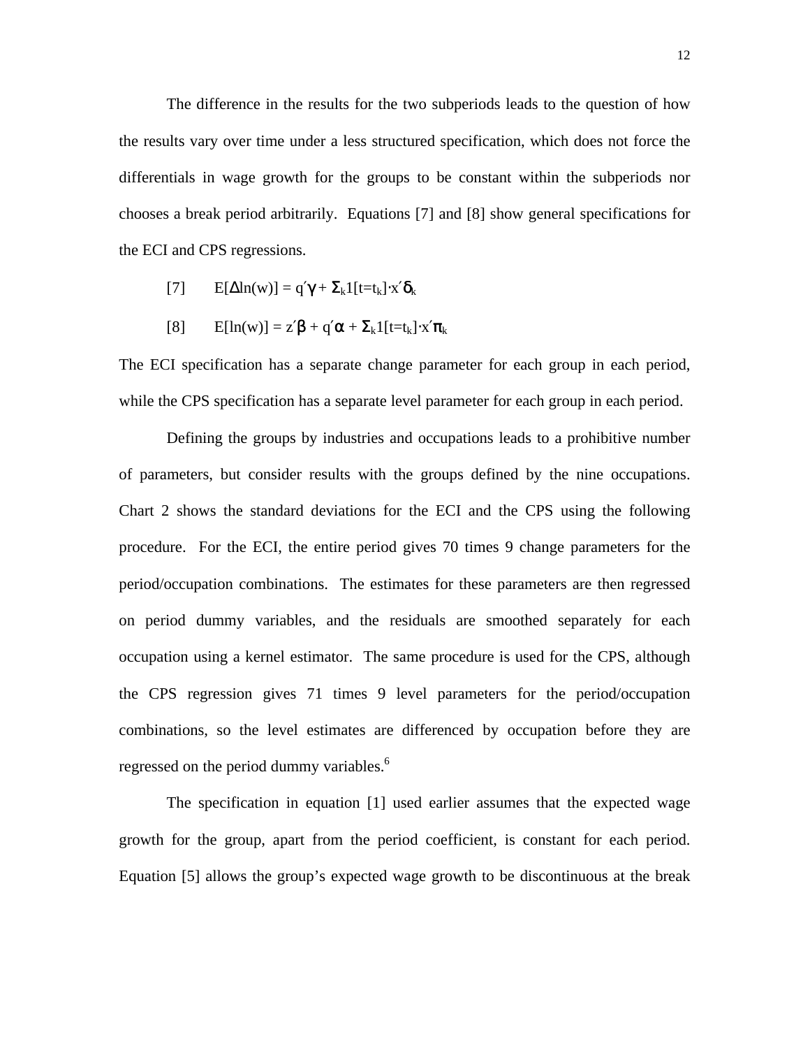The difference in the results for the two subperiods leads to the question of how the results vary over time under a less structured specification, which does not force the differentials in wage growth for the groups to be constant within the subperiods nor chooses a break period arbitrarily. Equations [7] and [8] show general specifications for the ECI and CPS regressions.

$$[7] \qquad E[\Delta \ln(w)] = q'\gamma + \Sigma_k 1[t=t_k] \cdot x'\delta_k$$

$$[8] \qquad E[\ln(w)] = z'\beta + q'\alpha + \Sigma_k 1[t=t_k] \cdot x'\pi_k$$

The ECI specification has a separate change parameter for each group in each period, while the CPS specification has a separate level parameter for each group in each period.

Defining the groups by industries and occupations leads to a prohibitive number of parameters, but consider results with the groups defined by the nine occupations. Chart 2 shows the standard deviations for the ECI and the CPS using the following procedure. For the ECI, the entire period gives 70 times 9 change parameters for the period/occupation combinations. The estimates for these parameters are then regressed on period dummy variables, and the residuals are smoothed separately for each occupation using a kernel estimator. The same procedure is used for the CPS, although the CPS regression gives 71 times 9 level parameters for the period/occupation combinations, so the level estimates are differenced by occupation before they are regressed on the period dummy variables.[6]

The specification in equation [1] used earlier assumes that the expected wage growth for the group, apart from the period coefficient, is constant for each period. Equation [5] allows the group's expected wage growth to be discontinuous at the break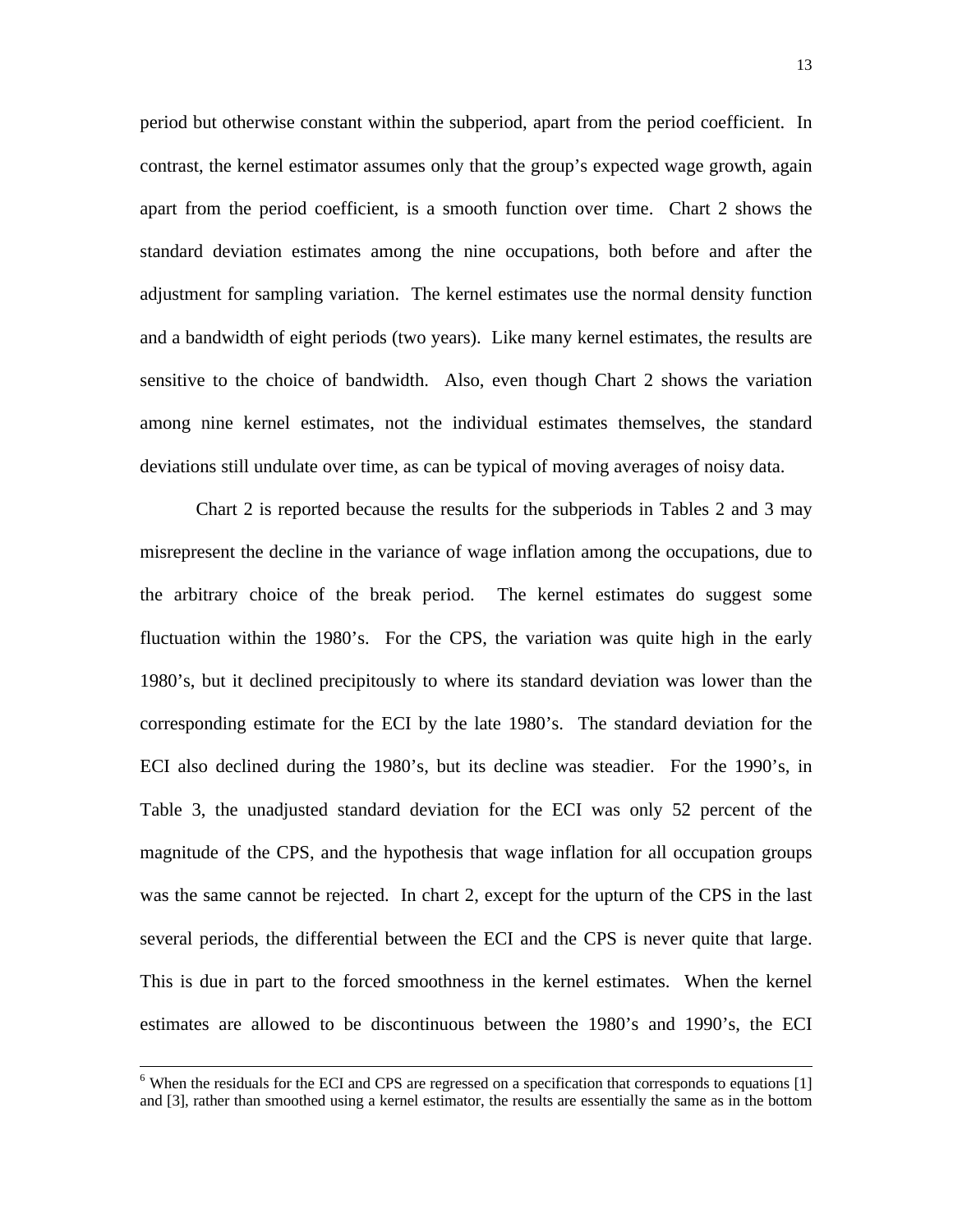period but otherwise constant within the subperiod, apart from the period coefficient. In contrast, the kernel estimator assumes only that the group's expected wage growth, again apart from the period coefficient, is a smooth function over time. Chart 2 shows the standard deviation estimates among the nine occupations, both before and after the adjustment for sampling variation. The kernel estimates use the normal density function and a bandwidth of eight periods (two years). Like many kernel estimates, the results are sensitive to the choice of bandwidth. Also, even though Chart 2 shows the variation among nine kernel estimates, not the individual estimates themselves, the standard deviations still undulate over time, as can be typical of moving averages of noisy data.

Chart 2 is reported because the results for the subperiods in Tables 2 and 3 may misrepresent the decline in the variance of wage inflation among the occupations, due to the arbitrary choice of the break period. The kernel estimates do suggest some fluctuation within the 1980's. For the CPS, the variation was quite high in the early 1980's, but it declined precipitously to where its standard deviation was lower than the corresponding estimate for the ECI by the late 1980's. The standard deviation for the ECI also declined during the 1980's, but its decline was steadier. For the 1990's, in Table 3, the unadjusted standard deviation for the ECI was only 52 percent of the magnitude of the CPS, and the hypothesis that wage inflation for all occupation groups was the same cannot be rejected. In chart 2, except for the upturn of the CPS in the last several periods, the differential between the ECI and the CPS is never quite that large. This is due in part to the forced smoothness in the kernel estimates. When the kernel estimates are allowed to be discontinuous between the 1980's and 1990's, the ECI

[6] When the residuals for the ECI and CPS are regressed on a specification that corresponds to equations [1] and [3], rather than smoothed using a kernel estimator, the results are essentially the same as in the bottom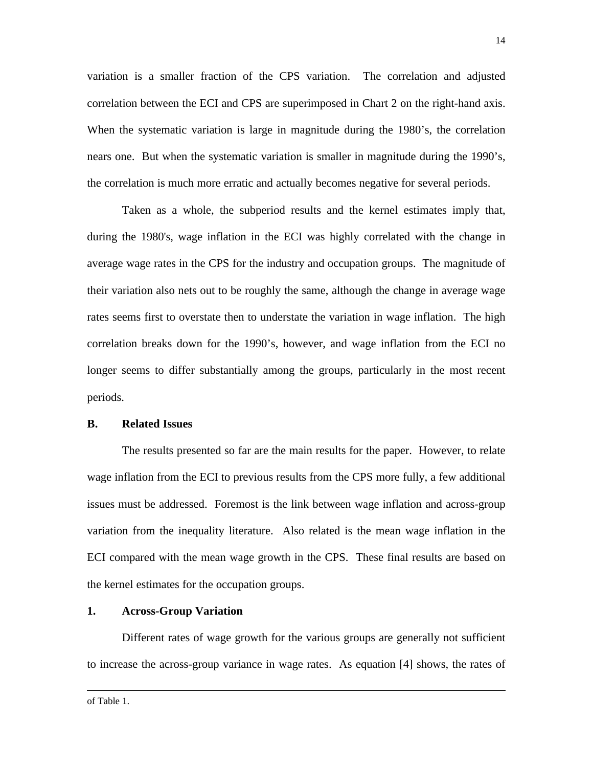variation is a smaller fraction of the CPS variation. The correlation and adjusted correlation between the ECI and CPS are superimposed in Chart 2 on the right-hand axis. When the systematic variation is large in magnitude during the 1980's, the correlation nears one. But when the systematic variation is smaller in magnitude during the 1990's, the correlation is much more erratic and actually becomes negative for several periods.

Taken as a whole, the subperiod results and the kernel estimates imply that, during the 1980's, wage inflation in the ECI was highly correlated with the change in average wage rates in the CPS for the industry and occupation groups. The magnitude of their variation also nets out to be roughly the same, although the change in average wage rates seems first to overstate then to understate the variation in wage inflation. The high correlation breaks down for the 1990's, however, and wage inflation from the ECI no longer seems to differ substantially among the groups, particularly in the most recent periods.

### B. Related Issues

The results presented so far are the main results for the paper. However, to relate wage inflation from the ECI to previous results from the CPS more fully, a few additional issues must be addressed. Foremost is the link between wage inflation and across-group variation from the inequality literature. Also related is the mean wage inflation in the ECI compared with the mean wage growth in the CPS. These final results are based on the kernel estimates for the occupation groups.

#### 1. Across-Group Variation

Different rates of wage growth for the various groups are generally not sufficient to increase the across-group variance in wage rates. As equation [4] shows, the rates of

---

of Table 1.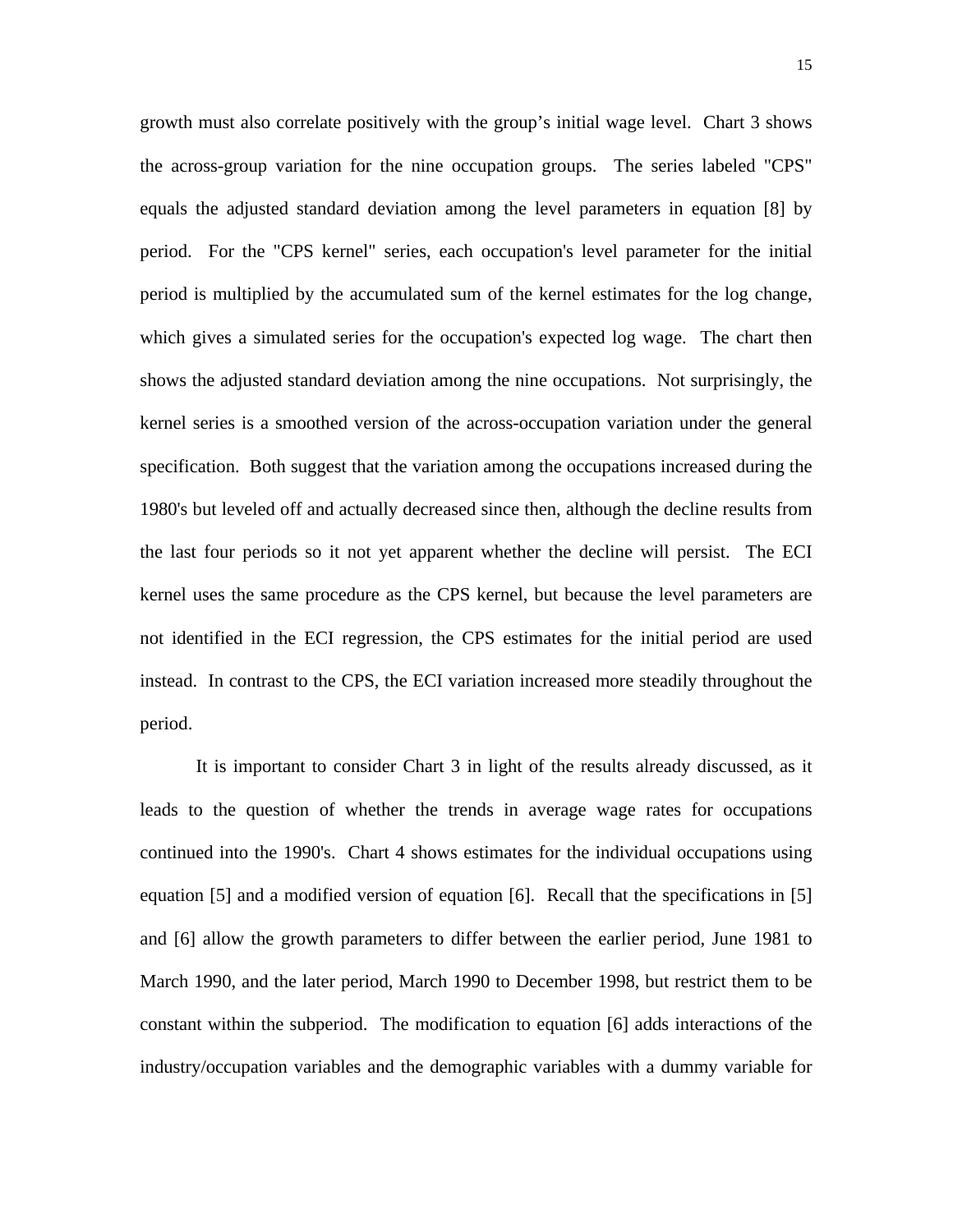growth must also correlate positively with the group's initial wage level. Chart 3 shows the across-group variation for the nine occupation groups. The series labeled "CPS" equals the adjusted standard deviation among the level parameters in equation [8] by period. For the "CPS kernel" series, each occupation's level parameter for the initial period is multiplied by the accumulated sum of the kernel estimates for the log change, which gives a simulated series for the occupation's expected log wage. The chart then shows the adjusted standard deviation among the nine occupations. Not surprisingly, the kernel series is a smoothed version of the across-occupation variation under the general specification. Both suggest that the variation among the occupations increased during the 1980's but leveled off and actually decreased since then, although the decline results from the last four periods so it not yet apparent whether the decline will persist. The ECI kernel uses the same procedure as the CPS kernel, but because the level parameters are not identified in the ECI regression, the CPS estimates for the initial period are used instead. In contrast to the CPS, the ECI variation increased more steadily throughout the period.

It is important to consider Chart 3 in light of the results already discussed, as it leads to the question of whether the trends in average wage rates for occupations continued into the 1990's. Chart 4 shows estimates for the individual occupations using equation [5] and a modified version of equation [6]. Recall that the specifications in [5] and [6] allow the growth parameters to differ between the earlier period, June 1981 to March 1990, and the later period, March 1990 to December 1998, but restrict them to be constant within the subperiod. The modification to equation [6] adds interactions of the industry/occupation variables and the demographic variables with a dummy variable for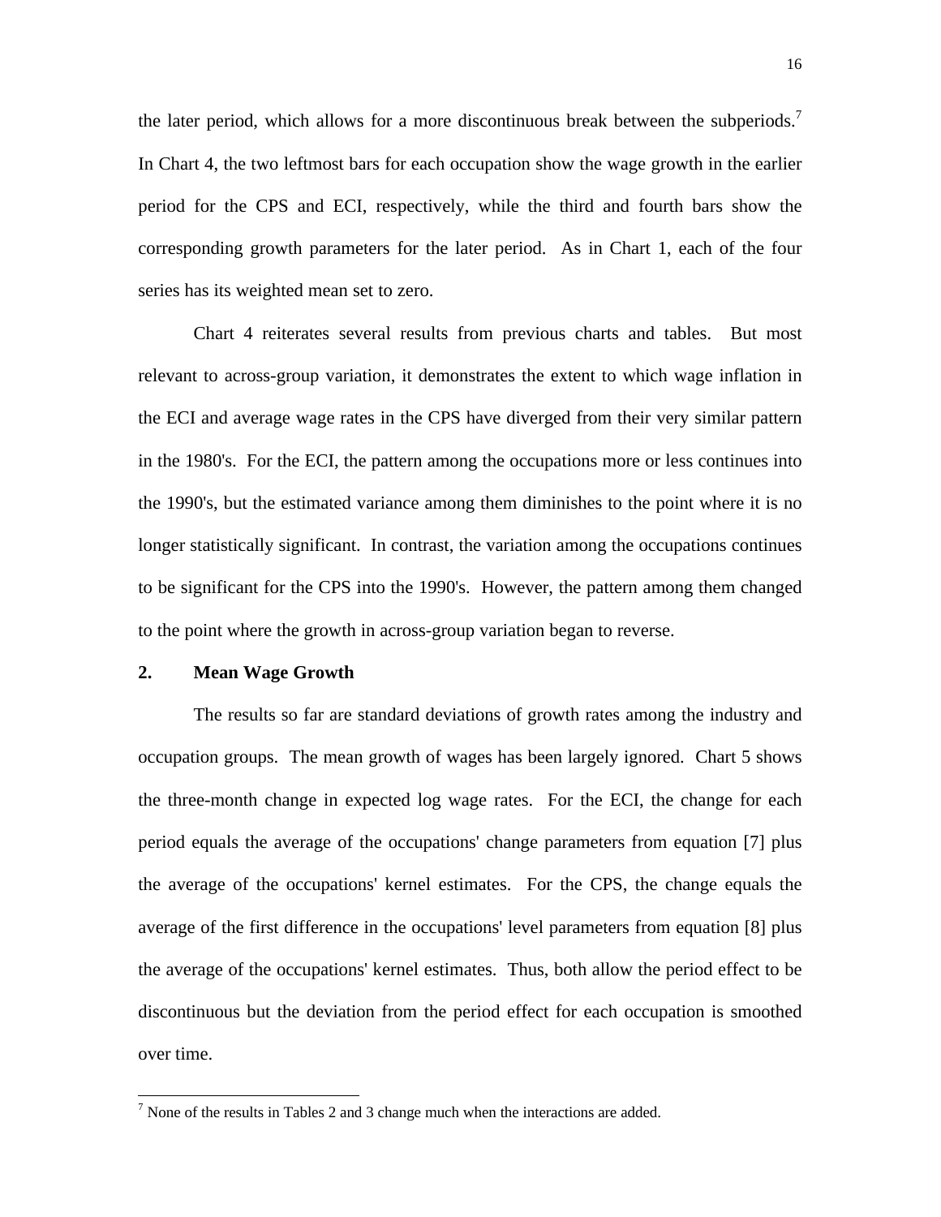the later period, which allows for a more discontinuous break between the subperiods.[7] In Chart 4, the two leftmost bars for each occupation show the wage growth in the earlier period for the CPS and ECI, respectively, while the third and fourth bars show the corresponding growth parameters for the later period. As in Chart 1, each of the four series has its weighted mean set to zero.

Chart 4 reiterates several results from previous charts and tables. But most relevant to across-group variation, it demonstrates the extent to which wage inflation in the ECI and average wage rates in the CPS have diverged from their very similar pattern in the 1980's. For the ECI, the pattern among the occupations more or less continues into the 1990's, but the estimated variance among them diminishes to the point where it is no longer statistically significant. In contrast, the variation among the occupations continues to be significant for the CPS into the 1990's. However, the pattern among them changed to the point where the growth in across-group variation began to reverse.

## 2. Mean Wage Growth

The results so far are standard deviations of growth rates among the industry and occupation groups. The mean growth of wages has been largely ignored. Chart 5 shows the three-month change in expected log wage rates. For the ECI, the change for each period equals the average of the occupations' change parameters from equation [7] plus the average of the occupations' kernel estimates. For the CPS, the change equals the average of the first difference in the occupations' level parameters from equation [8] plus the average of the occupations' kernel estimates. Thus, both allow the period effect to be discontinuous but the deviation from the period effect for each occupation is smoothed over time.

---

[7] None of the results in Tables 2 and 3 change much when the interactions are added.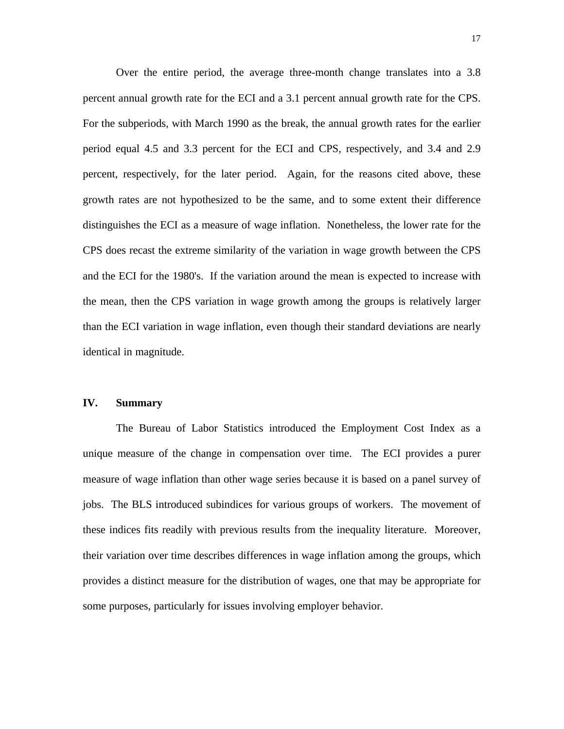Over the entire period, the average three-month change translates into a 3.8 percent annual growth rate for the ECI and a 3.1 percent annual growth rate for the CPS. For the subperiods, with March 1990 as the break, the annual growth rates for the earlier period equal 4.5 and 3.3 percent for the ECI and CPS, respectively, and 3.4 and 2.9 percent, respectively, for the later period. Again, for the reasons cited above, these growth rates are not hypothesized to be the same, and to some extent their difference distinguishes the ECI as a measure of wage inflation. Nonetheless, the lower rate for the CPS does recast the extreme similarity of the variation in wage growth between the CPS and the ECI for the 1980's. If the variation around the mean is expected to increase with the mean, then the CPS variation in wage growth among the groups is relatively larger than the ECI variation in wage inflation, even though their standard deviations are nearly identical in magnitude.

## IV. Summary

The Bureau of Labor Statistics introduced the Employment Cost Index as a unique measure of the change in compensation over time. The ECI provides a purer measure of wage inflation than other wage series because it is based on a panel survey of jobs. The BLS introduced subindices for various groups of workers. The movement of these indices fits readily with previous results from the inequality literature. Moreover, their variation over time describes differences in wage inflation among the groups, which provides a distinct measure for the distribution of wages, one that may be appropriate for some purposes, particularly for issues involving employer behavior.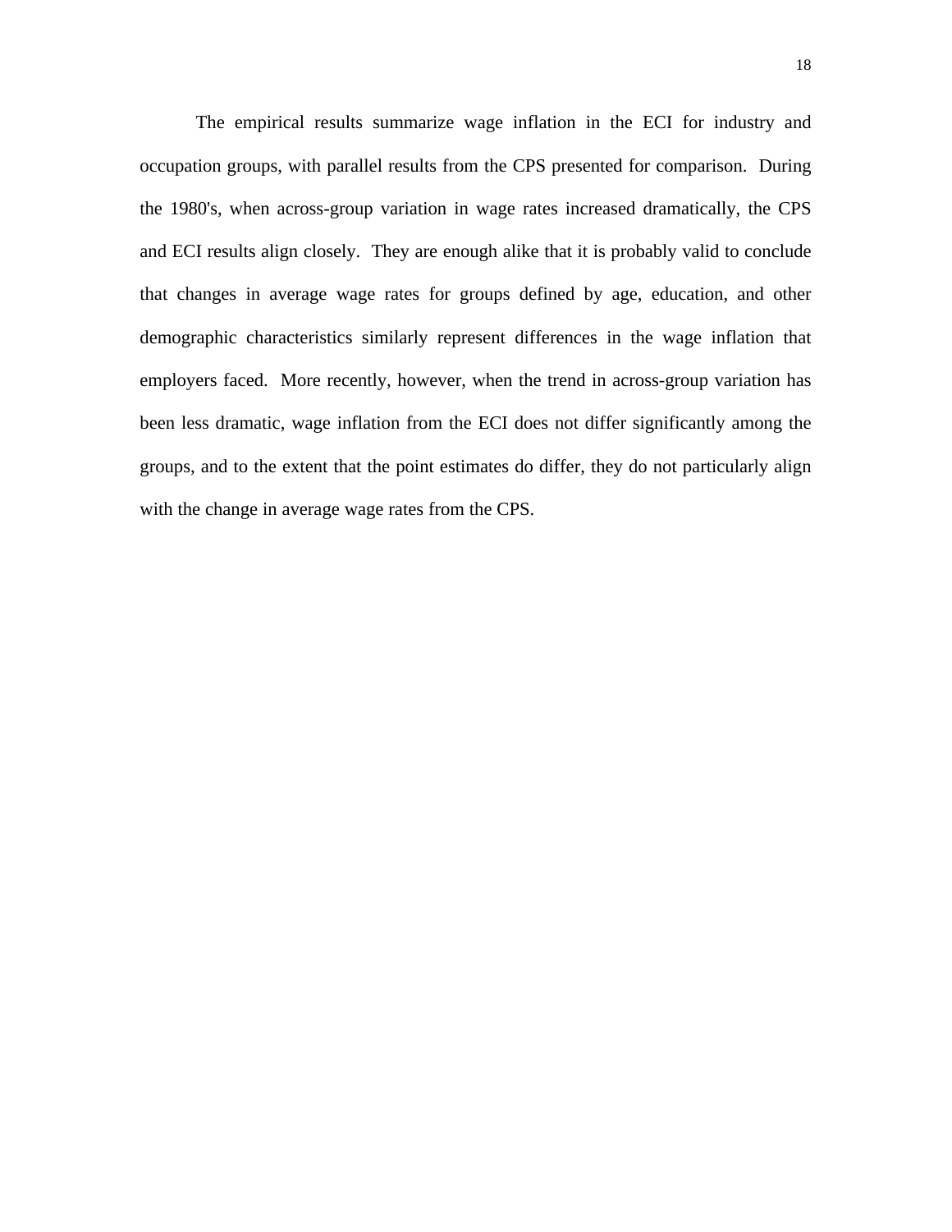The empirical results summarize wage inflation in the ECI for industry and occupation groups, with parallel results from the CPS presented for comparison. During the 1980's, when across-group variation in wage rates increased dramatically, the CPS and ECI results align closely. They are enough alike that it is probably valid to conclude that changes in average wage rates for groups defined by age, education, and other demographic characteristics similarly represent differences in the wage inflation that employers faced. More recently, however, when the trend in across-group variation has been less dramatic, wage inflation from the ECI does not differ significantly among the groups, and to the extent that the point estimates do differ, they do not particularly align with the change in average wage rates from the CPS.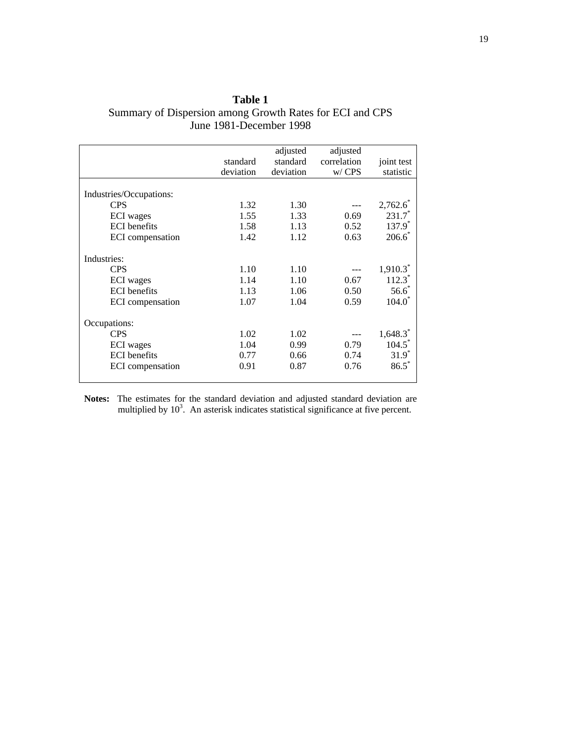**Table 1**

Summary of Dispersion among Growth Rates for ECI and CPS
June 1981-December 1998

| | standard deviation | adjusted standard deviation | adjusted correlation w/ CPS | joint test statistic |
|---|---|---|---|---|
| Industries/Occupations: | | | | |
| CPS | 1.32 | 1.30 | --- | 2,762.6* |
| ECI wages | 1.55 | 1.33 | 0.69 | 231.7* |
| ECI benefits | 1.58 | 1.13 | 0.52 | 137.9* |
| ECI compensation | 1.42 | 1.12 | 0.63 | 206.6* |
| Industries: | | | | |
| CPS | 1.10 | 1.10 | --- | 1,910.3* |
| ECI wages | 1.14 | 1.10 | 0.67 | 112.3* |
| ECI benefits | 1.13 | 1.06 | 0.50 | 56.6* |
| ECI compensation | 1.07 | 1.04 | 0.59 | 104.0* |
| Occupations: | | | | |
| CPS | 1.02 | 1.02 | --- | 1,648.3* |
| ECI wages | 1.04 | 0.99 | 0.79 | 104.5* |
| ECI benefits | 0.77 | 0.66 | 0.74 | 31.9* |
| ECI compensation | 0.91 | 0.87 | 0.76 | 86.5* |

**Notes:** The estimates for the standard deviation and adjusted standard deviation are multiplied by $10^3$. An asterisk indicates statistical significance at five percent.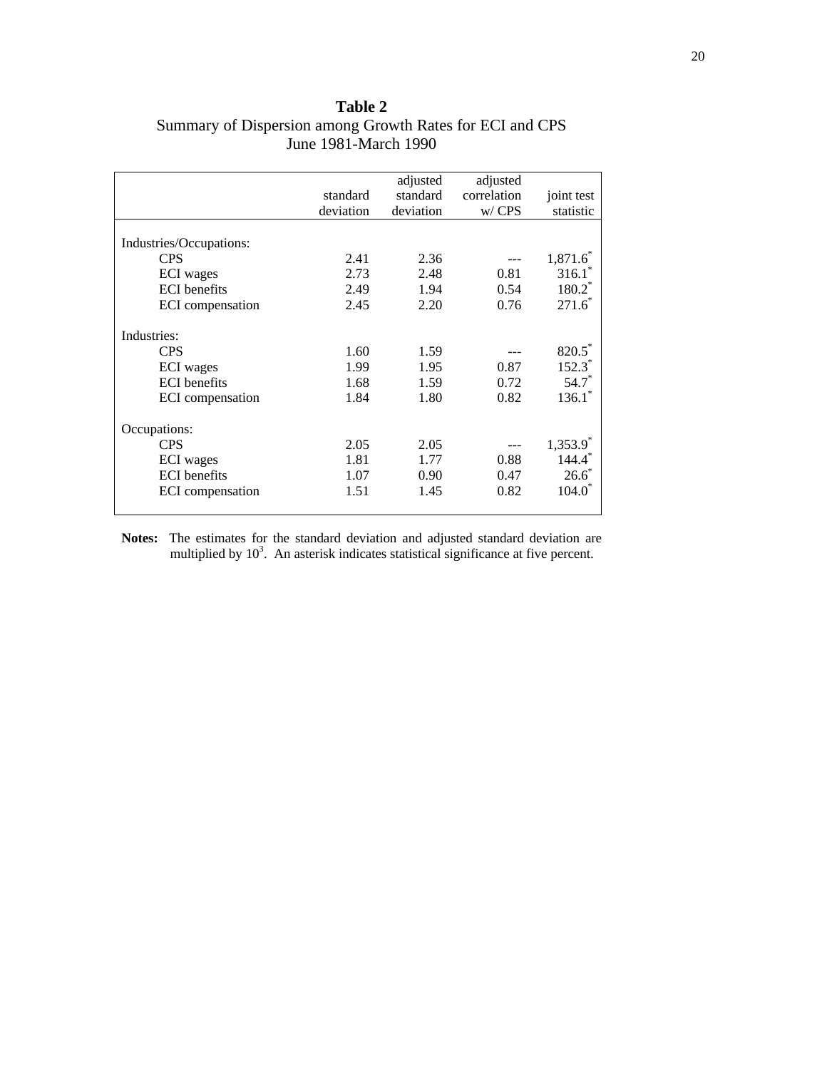**Table 2**

Summary of Dispersion among Growth Rates for ECI and CPS
June 1981-March 1990

| | standard deviation | adjusted standard deviation | adjusted correlation w/ CPS | joint test statistic |
|---|---|---|---|---|
| Industries/Occupations: | | | | |
| CPS | 2.41 | 2.36 | --- | 1,871.6* |
| ECI wages | 2.73 | 2.48 | 0.81 | 316.1* |
| ECI benefits | 2.49 | 1.94 | 0.54 | 180.2* |
| ECI compensation | 2.45 | 2.20 | 0.76 | 271.6* |
| Industries: | | | | |
| CPS | 1.60 | 1.59 | --- | 820.5* |
| ECI wages | 1.99 | 1.95 | 0.87 | 152.3* |
| ECI benefits | 1.68 | 1.59 | 0.72 | 54.7* |
| ECI compensation | 1.84 | 1.80 | 0.82 | 136.1* |
| Occupations: | | | | |
| CPS | 2.05 | 2.05 | --- | 1,353.9* |
| ECI wages | 1.81 | 1.77 | 0.88 | 144.4* |
| ECI benefits | 1.07 | 0.90 | 0.47 | 26.6* |
| ECI compensation | 1.51 | 1.45 | 0.82 | 104.0* |

**Notes:** The estimates for the standard deviation and adjusted standard deviation are multiplied by $10^3$. An asterisk indicates statistical significance at five percent.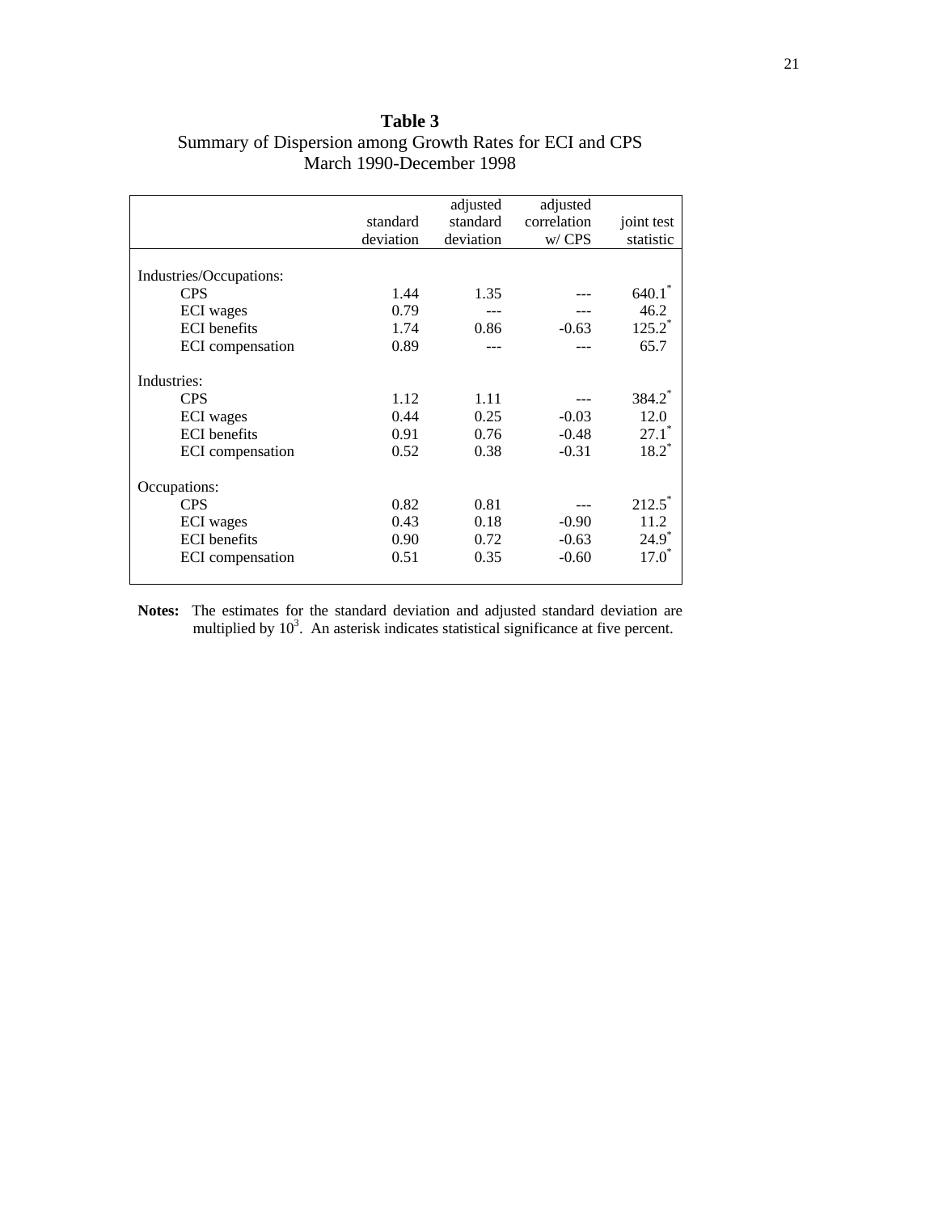**Table 3**
Summary of Dispersion among Growth Rates for ECI and CPS
March 1990-December 1998

| | standard deviation | adjusted standard deviation | adjusted correlation w/ CPS | joint test statistic |
|---|---|---|---|---|
| Industries/Occupations: | | | | |
| CPS | 1.44 | 1.35 | --- | 640.1* |
| ECI wages | 0.79 | --- | --- | 46.2 |
| ECI benefits | 1.74 | 0.86 | -0.63 | 125.2* |
| ECI compensation | 0.89 | --- | --- | 65.7 |
| Industries: | | | | |
| CPS | 1.12 | 1.11 | --- | 384.2* |
| ECI wages | 0.44 | 0.25 | -0.03 | 12.0 |
| ECI benefits | 0.91 | 0.76 | -0.48 | 27.1* |
| ECI compensation | 0.52 | 0.38 | -0.31 | 18.2* |
| Occupations: | | | | |
| CPS | 0.82 | 0.81 | --- | 212.5* |
| ECI wages | 0.43 | 0.18 | -0.90 | 11.2 |
| ECI benefits | 0.90 | 0.72 | -0.63 | 24.9* |
| ECI compensation | 0.51 | 0.35 | -0.60 | 17.0* |

**Notes:** The estimates for the standard deviation and adjusted standard deviation are multiplied by $10^3$. An asterisk indicates statistical significance at five percent.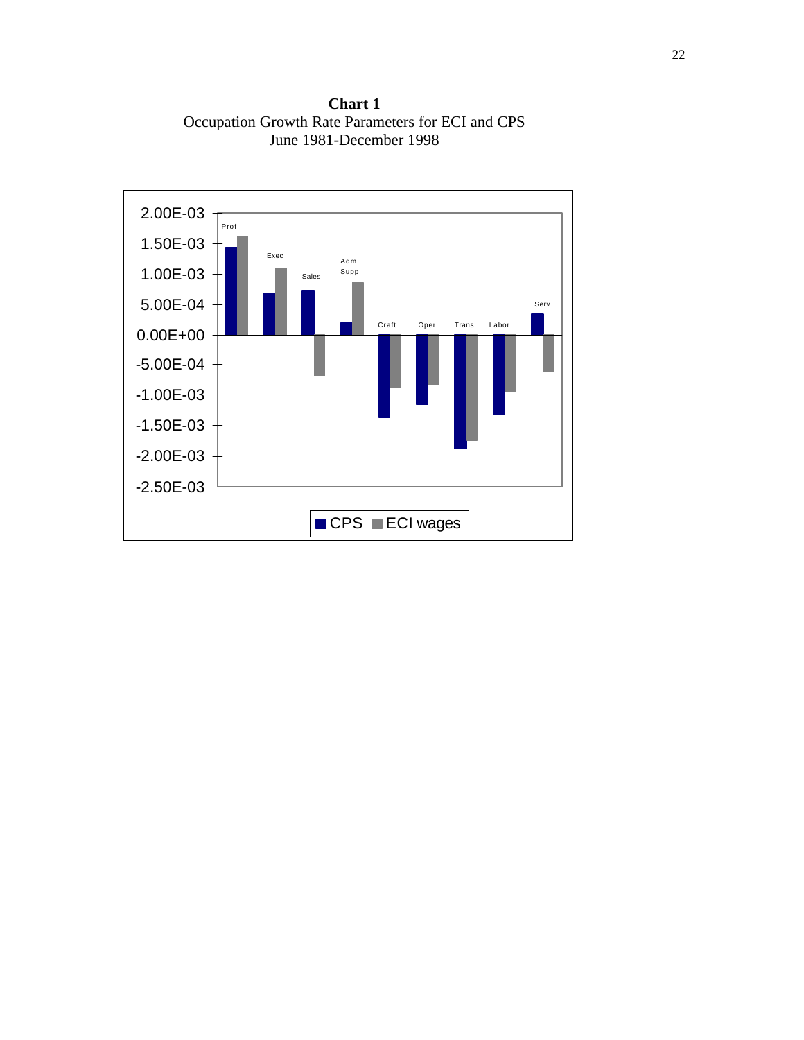**Chart 1**
Occupation Growth Rate Parameters for ECI and CPS
June 1981-December 1998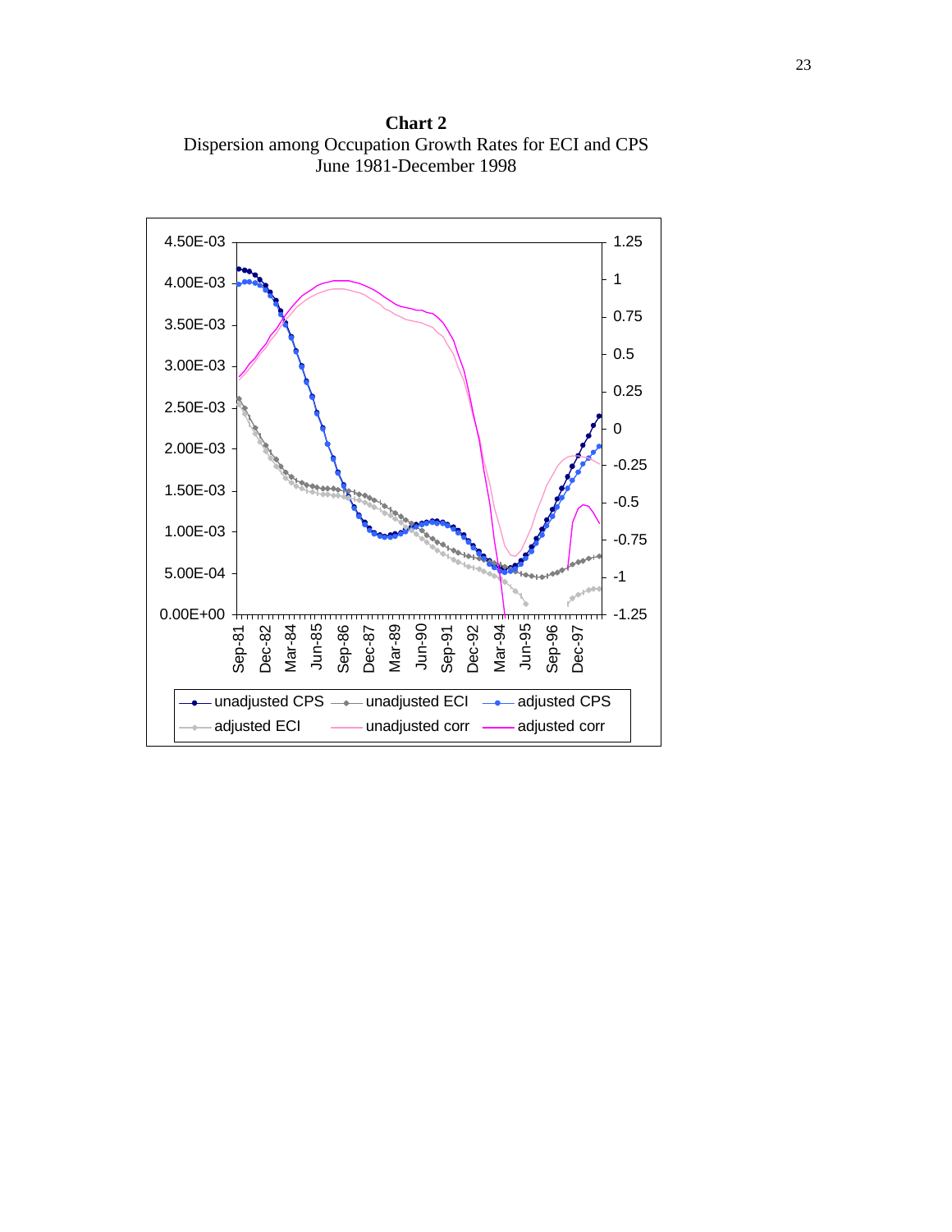**Chart 2**
Dispersion among Occupation Growth Rates for ECI and CPS
June 1981-December 1998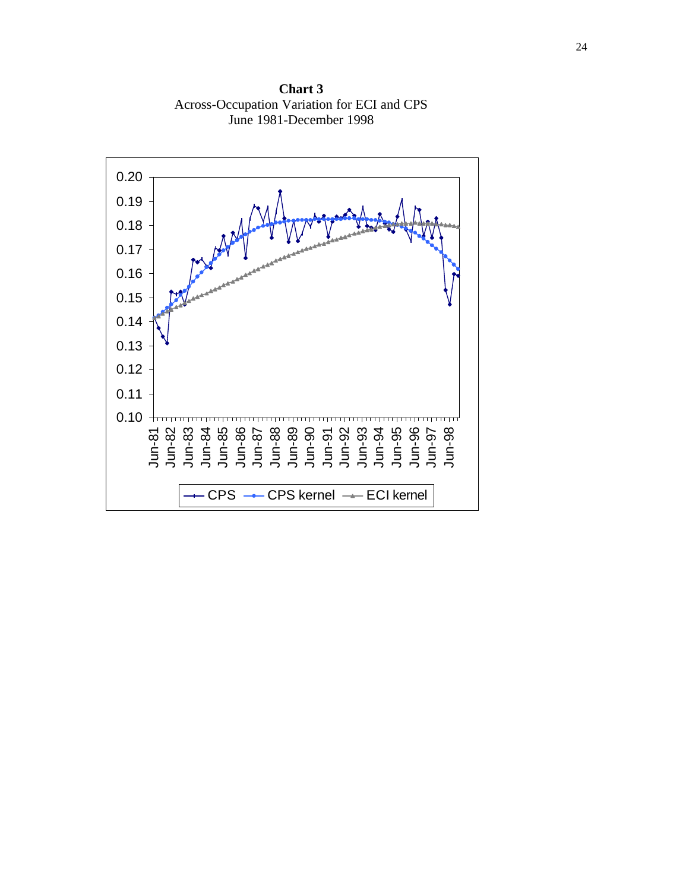**Chart 3**
Across-Occupation Variation for ECI and CPS
June 1981-December 1998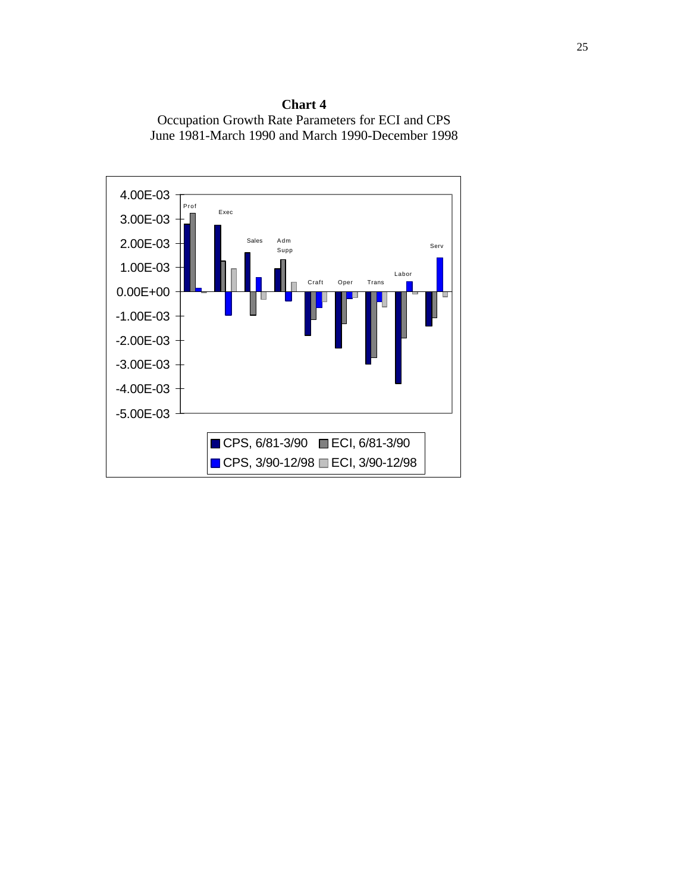**Chart 4**

Occupation Growth Rate Parameters for ECI and CPS
June 1981-March 1990 and March 1990-December 1998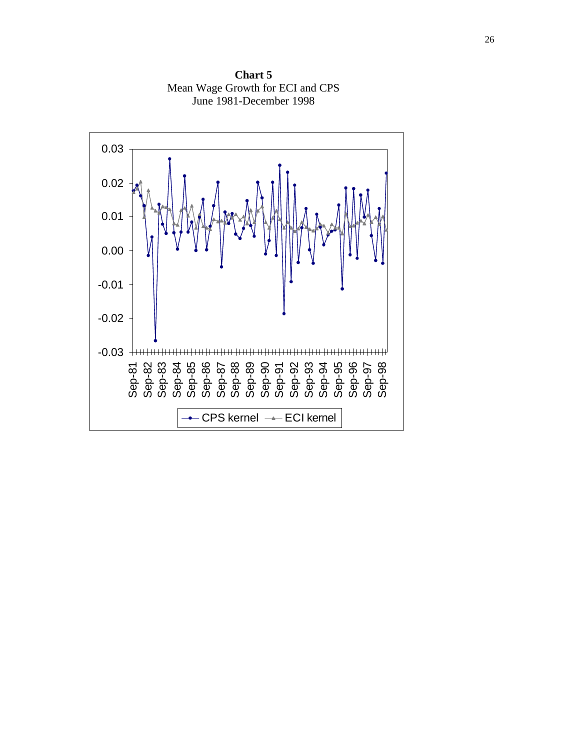**Chart 5**
Mean Wage Growth for ECI and CPS
June 1981-December 1998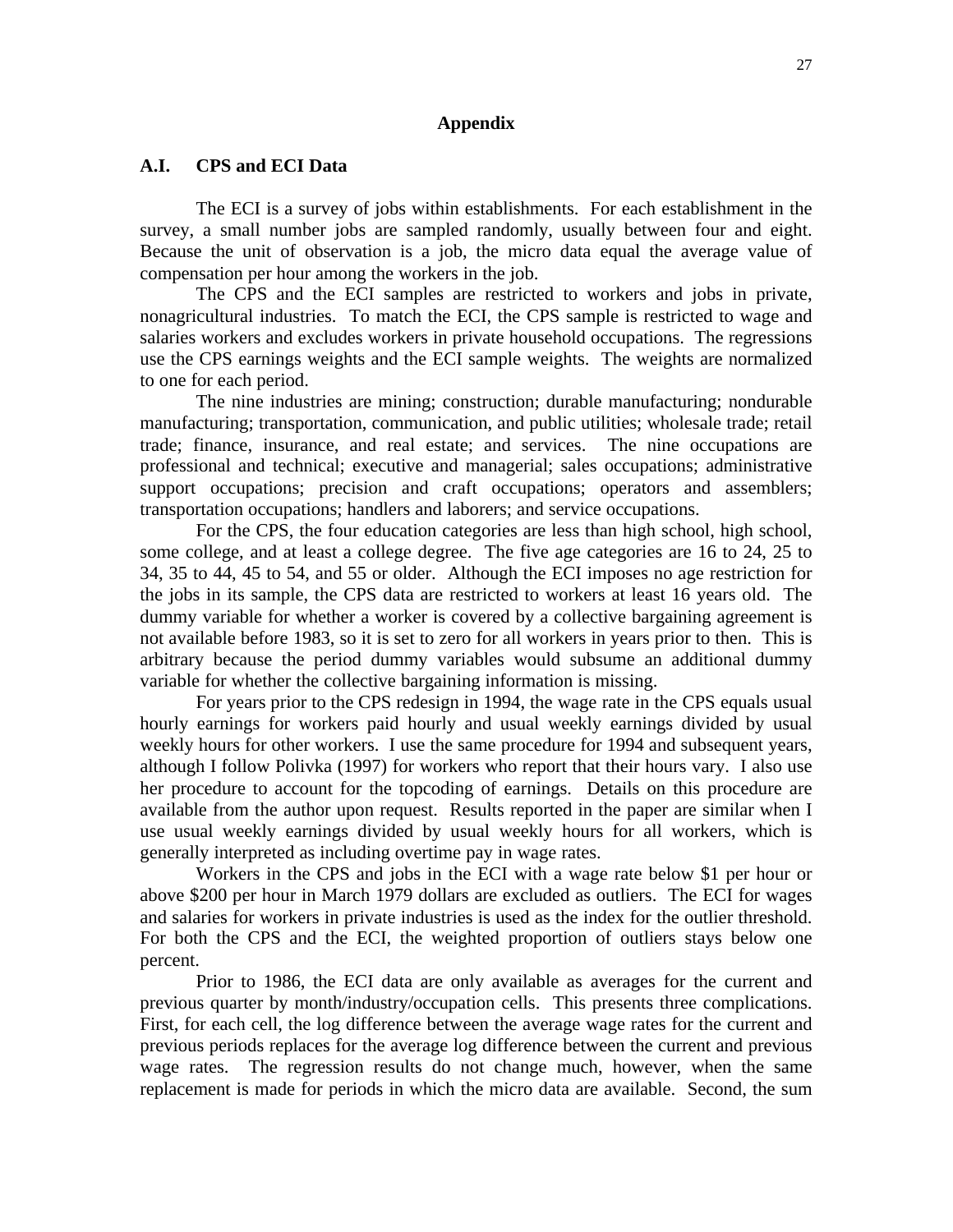# Appendix

## A.I. CPS and ECI Data

The ECI is a survey of jobs within establishments. For each establishment in the survey, a small number jobs are sampled randomly, usually between four and eight. Because the unit of observation is a job, the micro data equal the average value of compensation per hour among the workers in the job.

The CPS and the ECI samples are restricted to workers and jobs in private, nonagricultural industries. To match the ECI, the CPS sample is restricted to wage and salaries workers and excludes workers in private household occupations. The regressions use the CPS earnings weights and the ECI sample weights. The weights are normalized to one for each period.

The nine industries are mining; construction; durable manufacturing; nondurable manufacturing; transportation, communication, and public utilities; wholesale trade; retail trade; finance, insurance, and real estate; and services. The nine occupations are professional and technical; executive and managerial; sales occupations; administrative support occupations; precision and craft occupations; operators and assemblers; transportation occupations; handlers and laborers; and service occupations.

For the CPS, the four education categories are less than high school, high school, some college, and at least a college degree. The five age categories are 16 to 24, 25 to 34, 35 to 44, 45 to 54, and 55 or older. Although the ECI imposes no age restriction for the jobs in its sample, the CPS data are restricted to workers at least 16 years old. The dummy variable for whether a worker is covered by a collective bargaining agreement is not available before 1983, so it is set to zero for all workers in years prior to then. This is arbitrary because the period dummy variables would subsume an additional dummy variable for whether the collective bargaining information is missing.

For years prior to the CPS redesign in 1994, the wage rate in the CPS equals usual hourly earnings for workers paid hourly and usual weekly earnings divided by usual weekly hours for other workers. I use the same procedure for 1994 and subsequent years, although I follow Polivka (1997) for workers who report that their hours vary. I also use her procedure to account for the topcoding of earnings. Details on this procedure are available from the author upon request. Results reported in the paper are similar when I use usual weekly earnings divided by usual weekly hours for all workers, which is generally interpreted as including overtime pay in wage rates.

Workers in the CPS and jobs in the ECI with a wage rate below $1 per hour or above $200 per hour in March 1979 dollars are excluded as outliers. The ECI for wages and salaries for workers in private industries is used as the index for the outlier threshold. For both the CPS and the ECI, the weighted proportion of outliers stays below one percent.

Prior to 1986, the ECI data are only available as averages for the current and previous quarter by month/industry/occupation cells. This presents three complications. First, for each cell, the log difference between the average wage rates for the current and previous periods replaces for the average log difference between the current and previous wage rates. The regression results do not change much, however, when the same replacement is made for periods in which the micro data are available. Second, the sum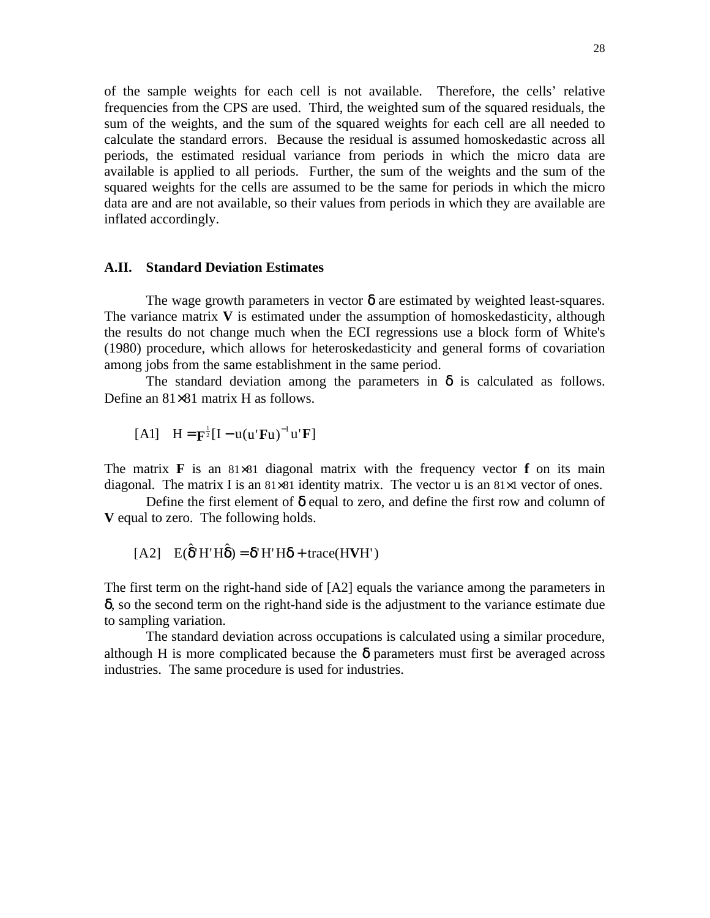of the sample weights for each cell is not available. Therefore, the cells' relative frequencies from the CPS are used. Third, the weighted sum of the squared residuals, the sum of the weights, and the sum of the squared weights for each cell are all needed to calculate the standard errors. Because the residual is assumed homoskedastic across all periods, the estimated residual variance from periods in which the micro data are available is applied to all periods. Further, the sum of the weights and the sum of the squared weights for the cells are assumed to be the same for periods in which the micro data are and are not available, so their values from periods in which they are available are inflated accordingly.

## A.II. Standard Deviation Estimates

The wage growth parameters in vector $\delta$ are estimated by weighted least-squares. The variance matrix **V** is estimated under the assumption of homoskedasticity, although the results do not change much when the ECI regressions use a block form of White's (1980) procedure, which allows for heteroskedasticity and general forms of covariation among jobs from the same establishment in the same period.

The standard deviation among the parameters in $\delta$ is calculated as follows. Define an $81\times81$ matrix H as follows.

$$\text{[A1]} \quad H = \mathbf{F}^{\frac{1}{2}}[I - u(u'\mathbf{F}u)^{-1}u'\mathbf{F}]$$

The matrix **F** is an $81\times81$ diagonal matrix with the frequency vector **f** on its main diagonal. The matrix I is an $81\times81$ identity matrix. The vector u is an $81\times1$ vector of ones.

Define the first element of $\delta$ equal to zero, and define the first row and column of **V** equal to zero. The following holds.

$$\text{[A2]} \quad E(\hat{\delta}'H'H\hat{\delta}) = \delta'H'H\delta + \text{trace}(H\mathbf{V}H')$$

The first term on the right-hand side of [A2] equals the variance among the parameters in $\delta$, so the second term on the right-hand side is the adjustment to the variance estimate due to sampling variation.

The standard deviation across occupations is calculated using a similar procedure, although H is more complicated because the $\delta$ parameters must first be averaged across industries. The same procedure is used for industries.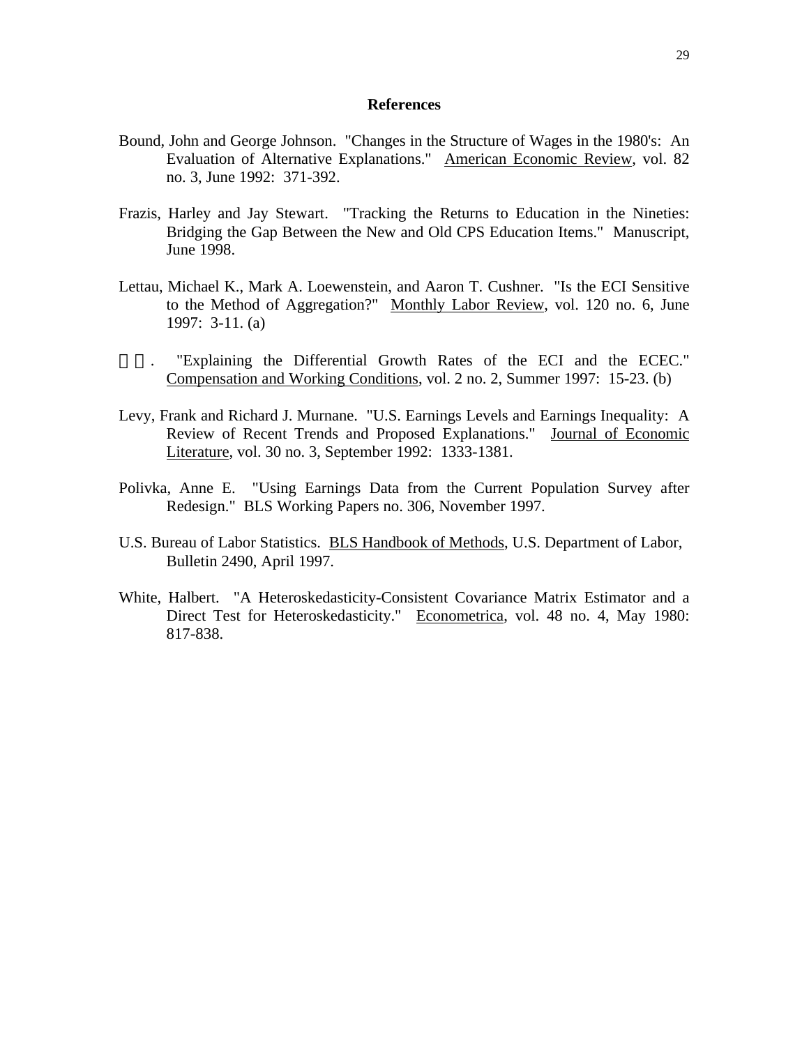## References

Bound, John and George Johnson. "Changes in the Structure of Wages in the 1980's: An Evaluation of Alternative Explanations." American Economic Review, vol. 82 no. 3, June 1992: 371-392.

Frazis, Harley and Jay Stewart. "Tracking the Returns to Education in the Nineties: Bridging the Gap Between the New and Old CPS Education Items." Manuscript, June 1998.

Lettau, Michael K., Mark A. Loewenstein, and Aaron T. Cushner. "Is the ECI Sensitive to the Method of Aggregation?" Monthly Labor Review, vol. 120 no. 6, June 1997: 3-11. (a)

———. "Explaining the Differential Growth Rates of the ECI and the ECEC." Compensation and Working Conditions, vol. 2 no. 2, Summer 1997: 15-23. (b)

Levy, Frank and Richard J. Murnane. "U.S. Earnings Levels and Earnings Inequality: A Review of Recent Trends and Proposed Explanations." Journal of Economic Literature, vol. 30 no. 3, September 1992: 1333-1381.

Polivka, Anne E. "Using Earnings Data from the Current Population Survey after Redesign." BLS Working Papers no. 306, November 1997.

U.S. Bureau of Labor Statistics. BLS Handbook of Methods, U.S. Department of Labor, Bulletin 2490, April 1997.

White, Halbert. "A Heteroskedasticity-Consistent Covariance Matrix Estimator and a Direct Test for Heteroskedasticity." Econometrica, vol. 48 no. 4, May 1980: 817-838.